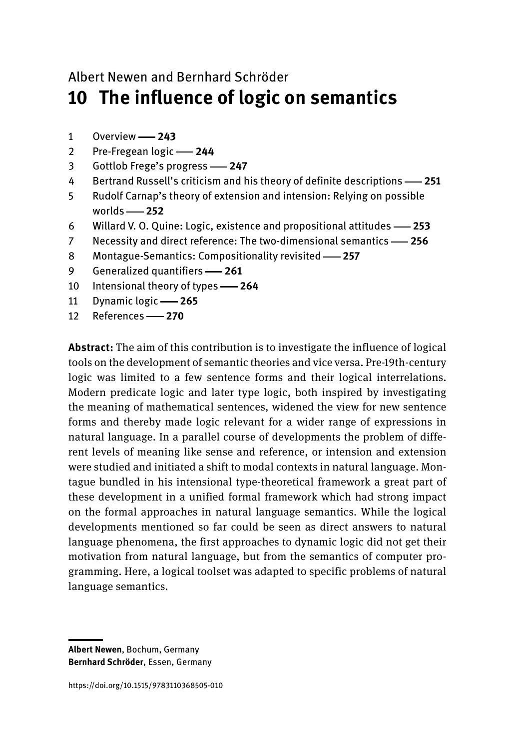Albert Newen and Bernhard Schröder

# 10 The influence of logic on semantics

1 Overview — **243**
2 Pre-Fregean logic — **244**
3 Gottlob Frege's progress — **247**
4 Bertrand Russell's criticism and his theory of definite descriptions — **251**
5 Rudolf Carnap's theory of extension and intension: Relying on possible worlds — **252**
6 Willard V. O. Quine: Logic, existence and propositional attitudes — **253**
7 Necessity and direct reference: The two-dimensional semantics — **256**
8 Montague-Semantics: Compositionality revisited — **257**
9 Generalized quantifiers — **261**
10 Intensional theory of types — **264**
11 Dynamic logic — **265**
12 References — **270**

**Abstract:** The aim of this contribution is to investigate the influence of logical tools on the development of semantic theories and vice versa. Pre-19th-century logic was limited to a few sentence forms and their logical interrelations. Modern predicate logic and later type logic, both inspired by investigating the meaning of mathematical sentences, widened the view for new sentence forms and thereby made logic relevant for a wider range of expressions in natural language. In a parallel course of developments the problem of different levels of meaning like sense and reference, or intension and extension were studied and initiated a shift to modal contexts in natural language. Montague bundled in his intensional type-theoretical framework a great part of these development in a unified formal framework which had strong impact on the formal approaches in natural language semantics. While the logical developments mentioned so far could be seen as direct answers to natural language phenomena, the first approaches to dynamic logic did not get their motivation from natural language, but from the semantics of computer programming. Here, a logical toolset was adapted to specific problems of natural language semantics.

**Albert Newen**, Bochum, Germany
**Bernhard Schröder**, Essen, Germany

https://doi.org/10.1515/9783110368505-010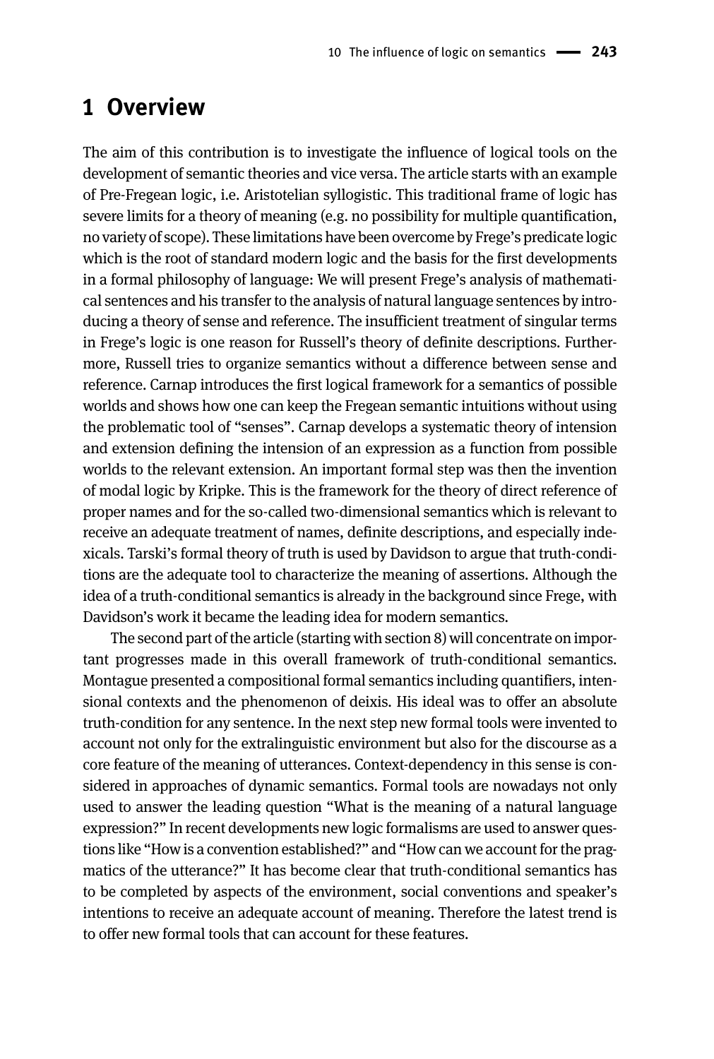# 1 Overview

The aim of this contribution is to investigate the influence of logical tools on the development of semantic theories and vice versa. The article starts with an example of Pre-Fregean logic, i.e. Aristotelian syllogistic. This traditional frame of logic has severe limits for a theory of meaning (e.g. no possibility for multiple quantification, no variety of scope). These limitations have been overcome by Frege's predicate logic which is the root of standard modern logic and the basis for the first developments in a formal philosophy of language: We will present Frege's analysis of mathematical sentences and his transfer to the analysis of natural language sentences by introducing a theory of sense and reference. The insufficient treatment of singular terms in Frege's logic is one reason for Russell's theory of definite descriptions. Furthermore, Russell tries to organize semantics without a difference between sense and reference. Carnap introduces the first logical framework for a semantics of possible worlds and shows how one can keep the Fregean semantic intuitions without using the problematic tool of "senses". Carnap develops a systematic theory of intension and extension defining the intension of an expression as a function from possible worlds to the relevant extension. An important formal step was then the invention of modal logic by Kripke. This is the framework for the theory of direct reference of proper names and for the so-called two-dimensional semantics which is relevant to receive an adequate treatment of names, definite descriptions, and especially indexicals. Tarski's formal theory of truth is used by Davidson to argue that truth-conditions are the adequate tool to characterize the meaning of assertions. Although the idea of a truth-conditional semantics is already in the background since Frege, with Davidson's work it became the leading idea for modern semantics.

The second part of the article (starting with section 8) will concentrate on important progresses made in this overall framework of truth-conditional semantics. Montague presented a compositional formal semantics including quantifiers, intensional contexts and the phenomenon of deixis. His ideal was to offer an absolute truth-condition for any sentence. In the next step new formal tools were invented to account not only for the extralinguistic environment but also for the discourse as a core feature of the meaning of utterances. Context-dependency in this sense is considered in approaches of dynamic semantics. Formal tools are nowadays not only used to answer the leading question "What is the meaning of a natural language expression?" In recent developments new logic formalisms are used to answer questions like "How is a convention established?" and "How can we account for the pragmatics of the utterance?" It has become clear that truth-conditional semantics has to be completed by aspects of the environment, social conventions and speaker's intentions to receive an adequate account of meaning. Therefore the latest trend is to offer new formal tools that can account for these features.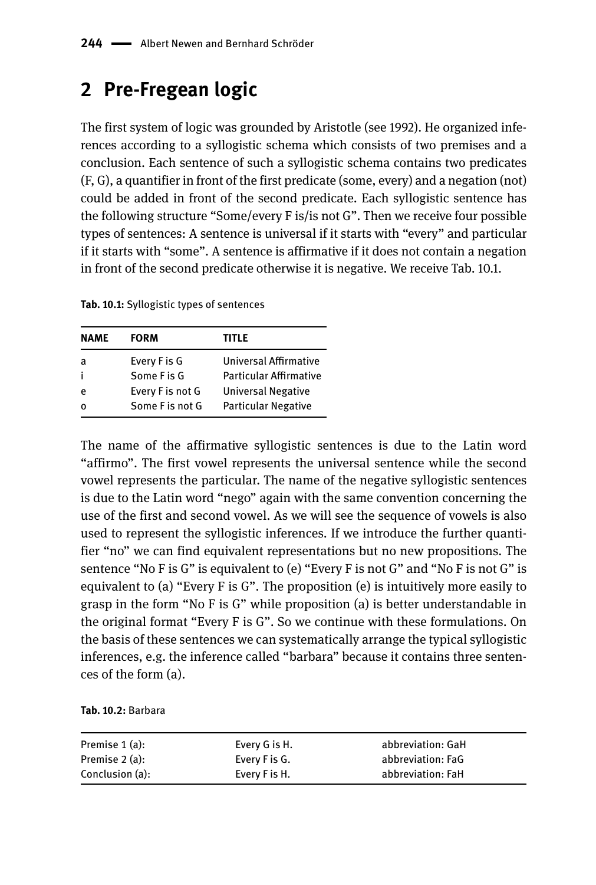## 2 Pre-Fregean logic

The first system of logic was grounded by Aristotle (see 1992). He organized inferences according to a syllogistic schema which consists of two premises and a conclusion. Each sentence of such a syllogistic schema contains two predicates (F, G), a quantifier in front of the first predicate (some, every) and a negation (not) could be added in front of the second predicate. Each syllogistic sentence has the following structure "Some/every F is/is not G". Then we receive four possible types of sentences: A sentence is universal if it starts with "every" and particular if it starts with "some". A sentence is affirmative if it does not contain a negation in front of the second predicate otherwise it is negative. We receive Tab. 10.1.

**Tab. 10.1:** Syllogistic types of sentences

| NAME | FORM | TITLE |
|---|---|---|
| a | Every F is G | Universal Affirmative |
| i | Some F is G | Particular Affirmative |
| e | Every F is not G | Universal Negative |
| o | Some F is not G | Particular Negative |

The name of the affirmative syllogistic sentences is due to the Latin word "affirmo". The first vowel represents the universal sentence while the second vowel represents the particular. The name of the negative syllogistic sentences is due to the Latin word "nego" again with the same convention concerning the use of the first and second vowel. As we will see the sequence of vowels is also used to represent the syllogistic inferences. If we introduce the further quantifier "no" we can find equivalent representations but no new propositions. The sentence "No F is G" is equivalent to (e) "Every F is not G" and "No F is not G" is equivalent to (a) "Every F is G". The proposition (e) is intuitively more easily to grasp in the form "No F is G" while proposition (a) is better understandable in the original format "Every F is G". So we continue with these formulations. On the basis of these sentences we can systematically arrange the typical syllogistic inferences, e.g. the inference called "barbara" because it contains three sentences of the form (a).

**Tab. 10.2:** Barbara

| | | |
|---|---|---|
| Premise 1 (a): | Every G is H. | abbreviation: GaH |
| Premise 2 (a): | Every F is G. | abbreviation: FaG |
| Conclusion (a): | Every F is H. | abbreviation: FaH |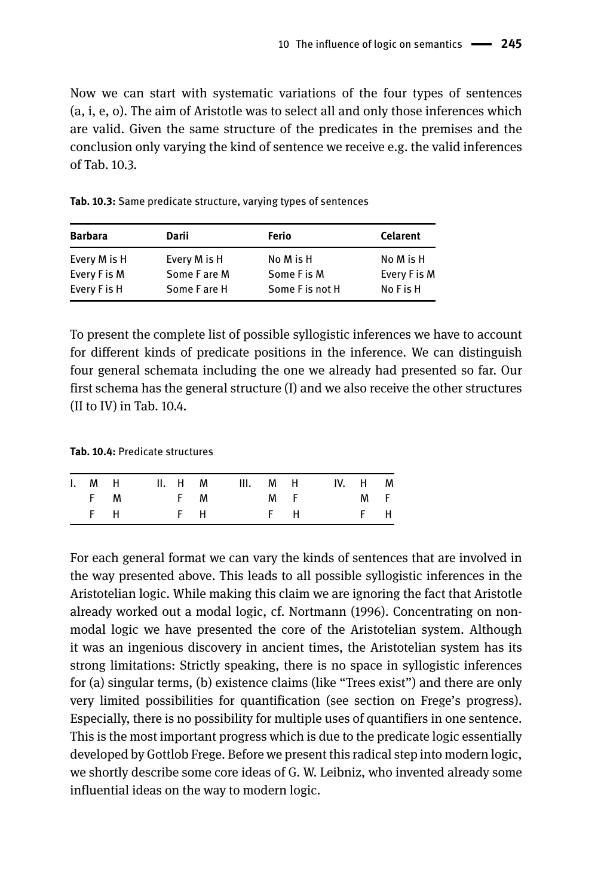Now we can start with systematic variations of the four types of sentences (a, i, e, o). The aim of Aristotle was to select all and only those inferences which are valid. Given the same structure of the predicates in the premises and the conclusion only varying the kind of sentence we receive e.g. the valid inferences of Tab. 10.3.

**Tab. 10.3:** Same predicate structure, varying types of sentences

| **Barbara** | **Darii** | **Ferio** | **Celarent** |
|---|---|---|---|
| Every M is H | Every M is H | No M is H | No M is H |
| Every F is M | Some F are M | Some F is M | Every F is M |
| Every F is H | Some F are H | Some F is not H | No F is H |

To present the complete list of possible syllogistic inferences we have to account for different kinds of predicate positions in the inference. We can distinguish four general schemata including the one we already had presented so far. Our first schema has the general structure (I) and we also receive the other structures (II to IV) in Tab. 10.4.

**Tab. 10.4:** Predicate structures

| I. | M | H | II. | H | M | III. | M | H | IV. | H | M |
|---|---|---|---|---|---|---|---|---|---|---|---|
| | F | M | | F | M | | M | F | | M | F |
| | F | H | | F | H | | F | H | | F | H |

For each general format we can vary the kinds of sentences that are involved in the way presented above. This leads to all possible syllogistic inferences in the Aristotelian logic. While making this claim we are ignoring the fact that Aristotle already worked out a modal logic, cf. Nortmann (1996). Concentrating on non-modal logic we have presented the core of the Aristotelian system. Although it was an ingenious discovery in ancient times, the Aristotelian system has its strong limitations: Strictly speaking, there is no space in syllogistic inferences for (a) singular terms, (b) existence claims (like "Trees exist") and there are only very limited possibilities for quantification (see section on Frege's progress). Especially, there is no possibility for multiple uses of quantifiers in one sentence. This is the most important progress which is due to the predicate logic essentially developed by Gottlob Frege. Before we present this radical step into modern logic, we shortly describe some core ideas of G. W. Leibniz, who invented already some influential ideas on the way to modern logic.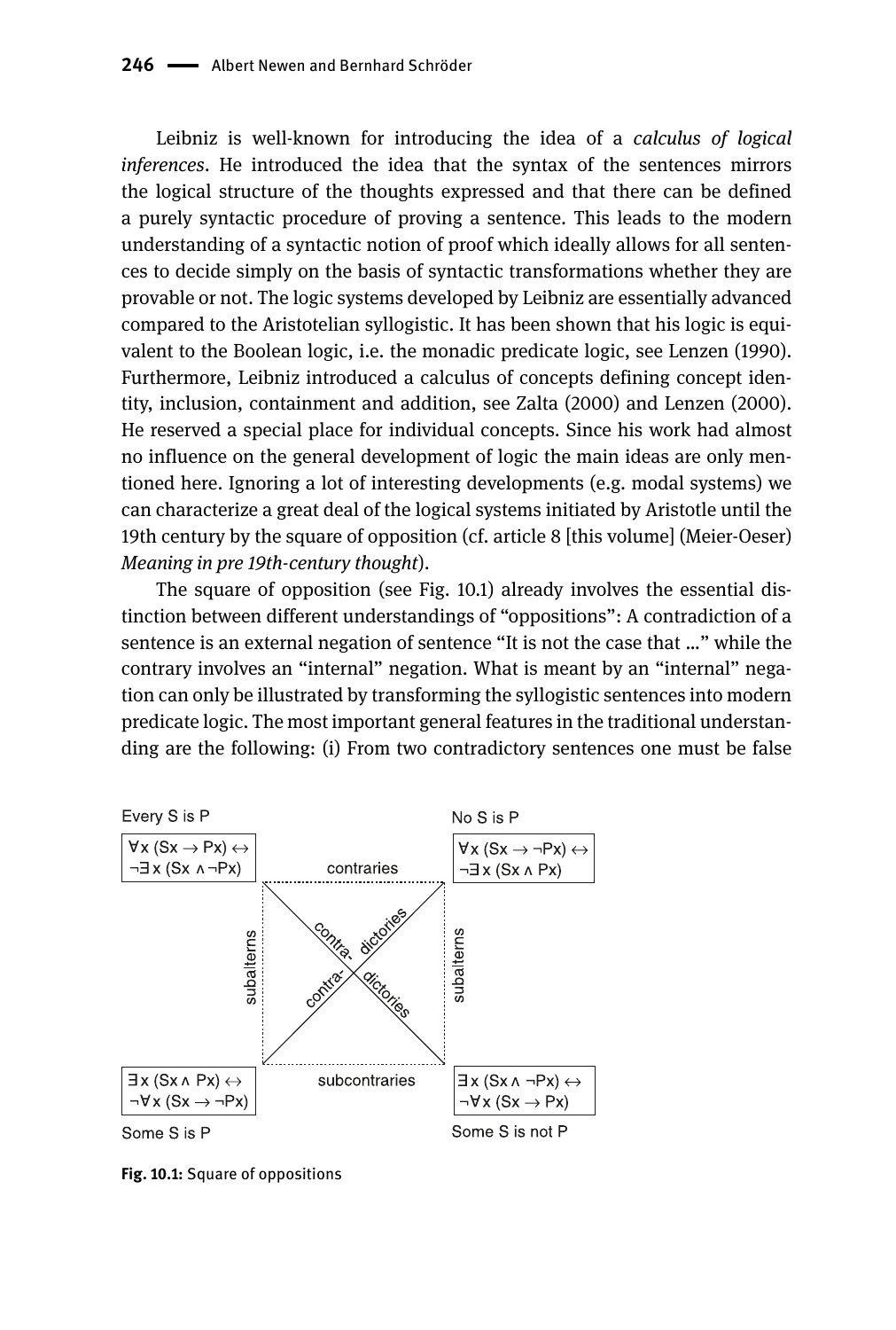Leibniz is well-known for introducing the idea of a *calculus of logical inferences*. He introduced the idea that the syntax of the sentences mirrors the logical structure of the thoughts expressed and that there can be defined a purely syntactic procedure of proving a sentence. This leads to the modern understanding of a syntactic notion of proof which ideally allows for all sentences to decide simply on the basis of syntactic transformations whether they are provable or not. The logic systems developed by Leibniz are essentially advanced compared to the Aristotelian syllogistic. It has been shown that his logic is equivalent to the Boolean logic, i.e. the monadic predicate logic, see Lenzen (1990). Furthermore, Leibniz introduced a calculus of concepts defining concept identity, inclusion, containment and addition, see Zalta (2000) and Lenzen (2000). He reserved a special place for individual concepts. Since his work had almost no influence on the general development of logic the main ideas are only mentioned here. Ignoring a lot of interesting developments (e.g. modal systems) we can characterize a great deal of the logical systems initiated by Aristotle until the 19th century by the square of opposition (cf. article 8 [this volume] (Meier-Oeser) *Meaning in pre 19th-century thought*).

The square of opposition (see Fig. 10.1) already involves the essential distinction between different understandings of "oppositions": A contradiction of a sentence is an external negation of sentence "It is not the case that ..." while the contrary involves an "internal" negation. What is meant by an "internal" negation can only be illustrated by transforming the syllogistic sentences into modern predicate logic. The most important general features in the traditional understanding are the following: (i) From two contradictory sentences one must be false

| Every S is P | | No S is P |
|---|---|---|
| $\forall x\,(Sx \rightarrow Px) \leftrightarrow \neg\exists x\,(Sx \wedge \neg Px)$ | contraries | $\forall x\,(Sx \rightarrow \neg Px) \leftrightarrow \neg\exists x\,(Sx \wedge Px)$ |
| subalterns | contra- dictories / contra- dictories | subalterns |
| $\exists x\,(Sx \wedge Px) \leftrightarrow \neg\forall x\,(Sx \rightarrow \neg Px)$ | subcontraries | $\exists x\,(Sx \wedge \neg Px) \leftrightarrow \neg\forall x\,(Sx \rightarrow Px)$ |
| Some S is P | | Some S is not P |

**Fig. 10.1:** Square of oppositions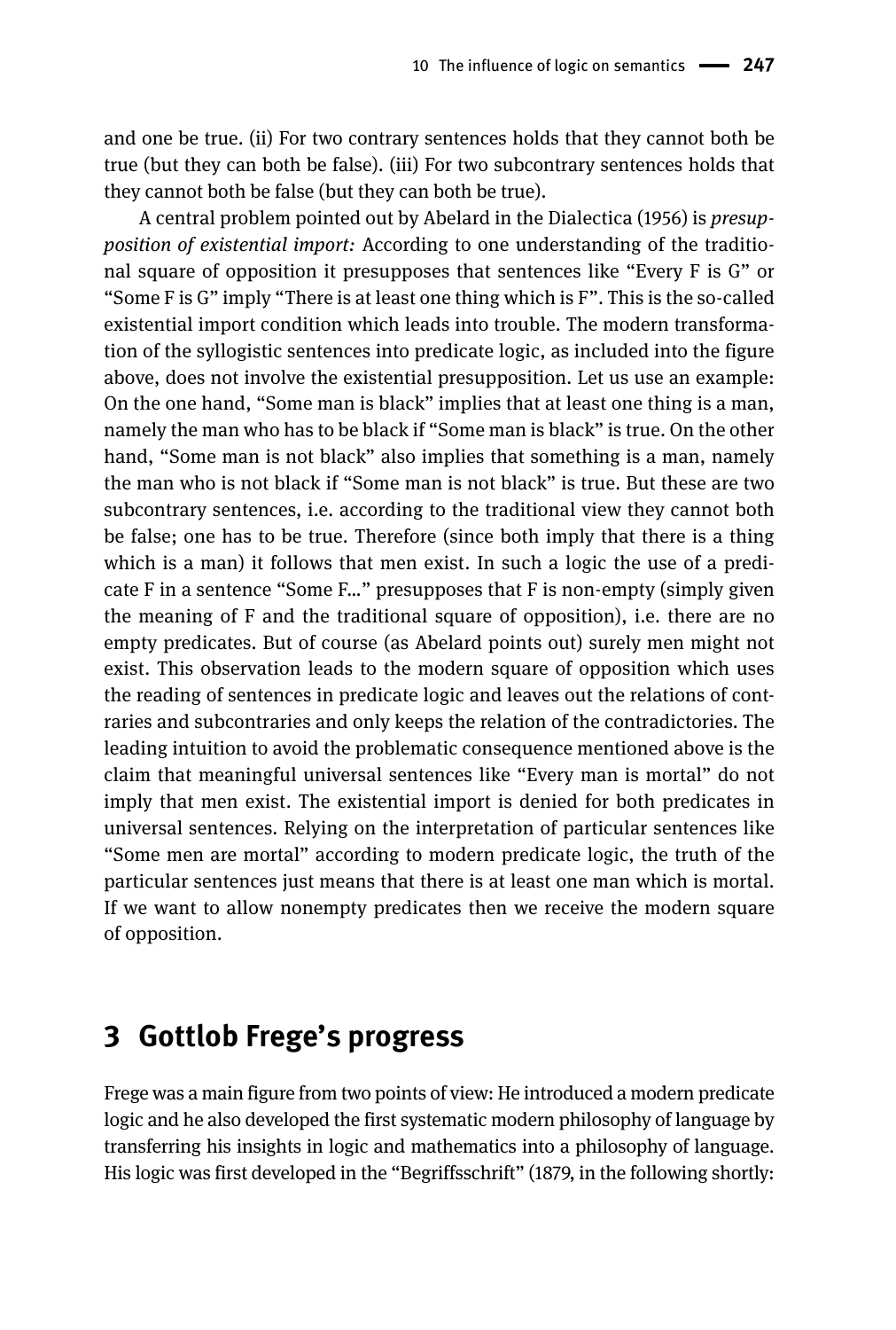and one be true. (ii) For two contrary sentences holds that they cannot both be true (but they can both be false). (iii) For two subcontrary sentences holds that they cannot both be false (but they can both be true).

A central problem pointed out by Abelard in the Dialectica (1956) is *presupposition of existential import:* According to one understanding of the traditional square of opposition it presupposes that sentences like "Every F is G" or "Some F is G" imply "There is at least one thing which is F". This is the so-called existential import condition which leads into trouble. The modern transformation of the syllogistic sentences into predicate logic, as included into the figure above, does not involve the existential presupposition. Let us use an example: On the one hand, "Some man is black" implies that at least one thing is a man, namely the man who has to be black if "Some man is black" is true. On the other hand, "Some man is not black" also implies that something is a man, namely the man who is not black if "Some man is not black" is true. But these are two subcontrary sentences, i.e. according to the traditional view they cannot both be false; one has to be true. Therefore (since both imply that there is a thing which is a man) it follows that men exist. In such a logic the use of a predicate F in a sentence "Some F…" presupposes that F is non-empty (simply given the meaning of F and the traditional square of opposition), i.e. there are no empty predicates. But of course (as Abelard points out) surely men might not exist. This observation leads to the modern square of opposition which uses the reading of sentences in predicate logic and leaves out the relations of contraries and subcontraries and only keeps the relation of the contradictories. The leading intuition to avoid the problematic consequence mentioned above is the claim that meaningful universal sentences like "Every man is mortal" do not imply that men exist. The existential import is denied for both predicates in universal sentences. Relying on the interpretation of particular sentences like "Some men are mortal" according to modern predicate logic, the truth of the particular sentences just means that there is at least one man which is mortal. If we want to allow nonempty predicates then we receive the modern square of opposition.

## 3 Gottlob Frege's progress

Frege was a main figure from two points of view: He introduced a modern predicate logic and he also developed the first systematic modern philosophy of language by transferring his insights in logic and mathematics into a philosophy of language. His logic was first developed in the "Begriffsschrift" (1879, in the following shortly: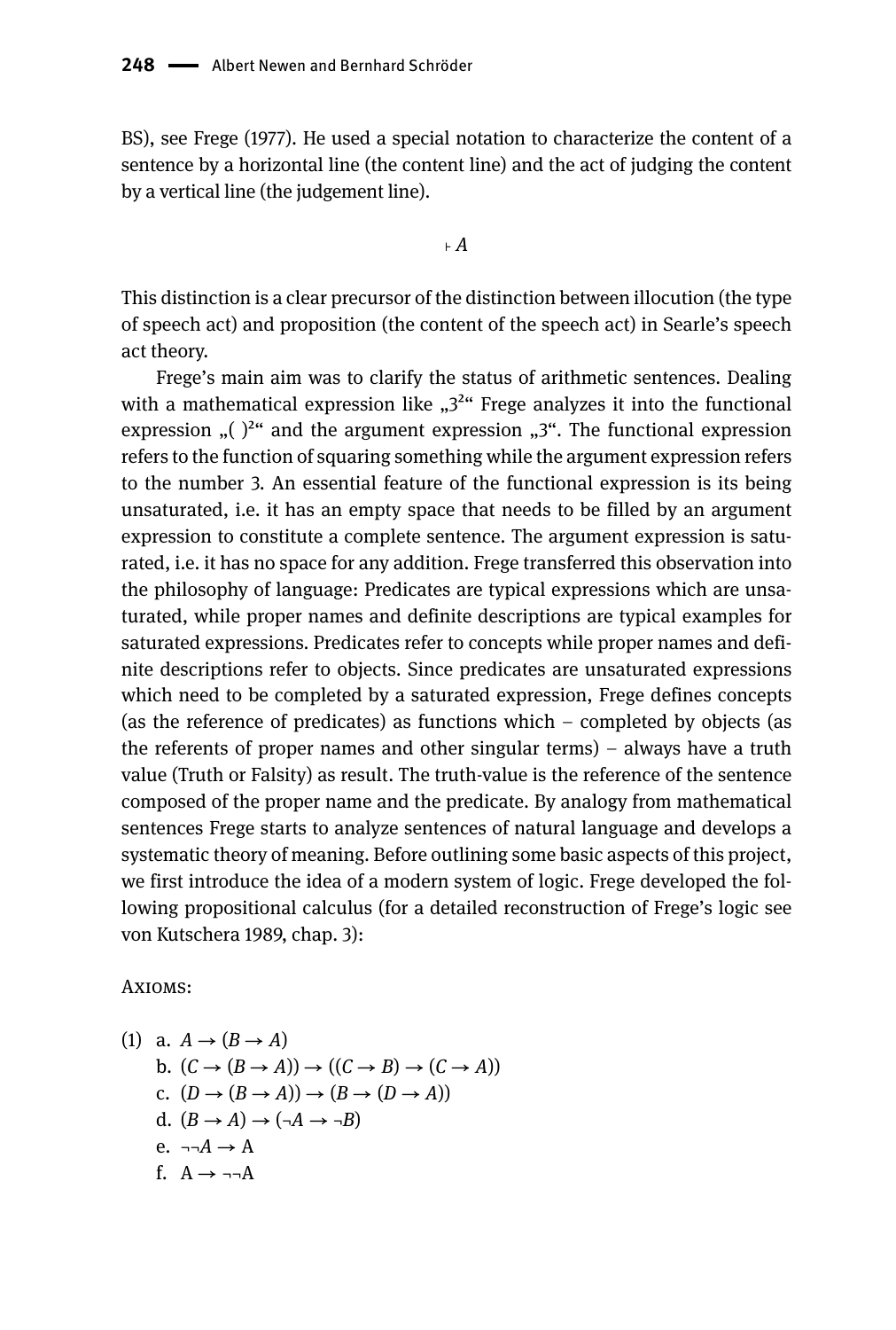BS), see Frege (1977). He used a special notation to characterize the content of a sentence by a horizontal line (the content line) and the act of judging the content by a vertical line (the judgement line).

$$\vdash A$$

This distinction is a clear precursor of the distinction between illocution (the type of speech act) and proposition (the content of the speech act) in Searle's speech act theory.

Frege's main aim was to clarify the status of arithmetic sentences. Dealing with a mathematical expression like „$3^2$" Frege analyzes it into the functional expression „$(\ )^2$" and the argument expression „3". The functional expression refers to the function of squaring something while the argument expression refers to the number 3. An essential feature of the functional expression is its being unsaturated, i.e. it has an empty space that needs to be filled by an argument expression to constitute a complete sentence. The argument expression is saturated, i.e. it has no space for any addition. Frege transferred this observation into the philosophy of language: Predicates are typical expressions which are unsaturated, while proper names and definite descriptions are typical examples for saturated expressions. Predicates refer to concepts while proper names and definite descriptions refer to objects. Since predicates are unsaturated expressions which need to be completed by a saturated expression, Frege defines concepts (as the reference of predicates) as functions which – completed by objects (as the referents of proper names and other singular terms) – always have a truth value (Truth or Falsity) as result. The truth-value is the reference of the sentence composed of the proper name and the predicate. By analogy from mathematical sentences Frege starts to analyze sentences of natural language and develops a systematic theory of meaning. Before outlining some basic aspects of this project, we first introduce the idea of a modern system of logic. Frege developed the following propositional calculus (for a detailed reconstruction of Frege's logic see von Kutschera 1989, chap. 3):

Axioms:

(1) a. $A \rightarrow (B \rightarrow A)$
 b. $(C \rightarrow (B \rightarrow A)) \rightarrow ((C \rightarrow B) \rightarrow (C \rightarrow A))$
 c. $(D \rightarrow (B \rightarrow A)) \rightarrow (B \rightarrow (D \rightarrow A))$
 d. $(B \rightarrow A) \rightarrow (\neg A \rightarrow \neg B)$
 e. $\neg\neg A \rightarrow \mathrm{A}$
 f. $\mathrm{A} \rightarrow \neg\neg\mathrm{A}$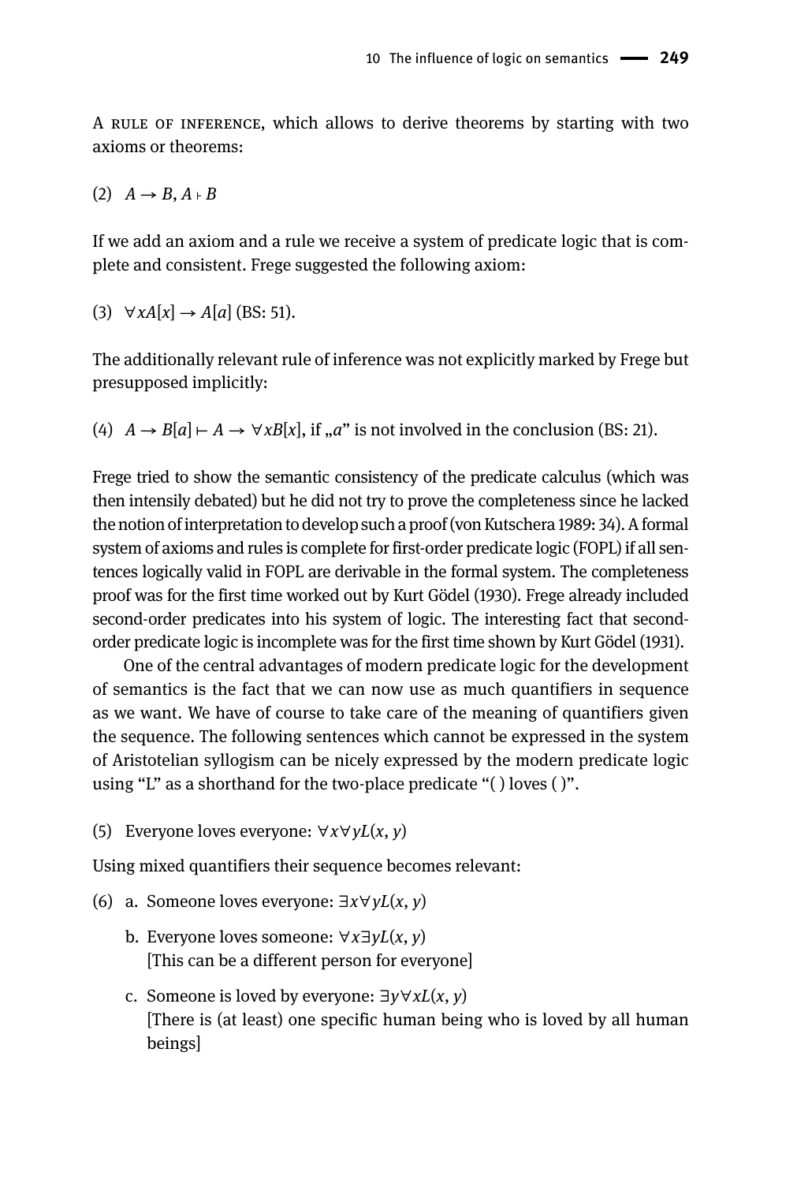A RULE OF INFERENCE, which allows to derive theorems by starting with two axioms or theorems:

(2) $A \rightarrow B, A \vdash B$

If we add an axiom and a rule we receive a system of predicate logic that is complete and consistent. Frege suggested the following axiom:

(3) $\forall x A[x] \rightarrow A[a]$ (BS: 51).

The additionally relevant rule of inference was not explicitly marked by Frege but presupposed implicitly:

(4) $A \rightarrow B[a] \vdash A \rightarrow \forall x B[x]$, if „$a$" is not involved in the conclusion (BS: 21).

Frege tried to show the semantic consistency of the predicate calculus (which was then intensily debated) but he did not try to prove the completeness since he lacked the notion of interpretation to develop such a proof (von Kutschera 1989: 34). A formal system of axioms and rules is complete for first-order predicate logic (FOPL) if all sentences logically valid in FOPL are derivable in the formal system. The completeness proof was for the first time worked out by Kurt Gödel (1930). Frege already included second-order predicates into his system of logic. The interesting fact that second-order predicate logic is incomplete was for the first time shown by Kurt Gödel (1931).

One of the central advantages of modern predicate logic for the development of semantics is the fact that we can now use as much quantifiers in sequence as we want. We have of course to take care of the meaning of quantifiers given the sequence. The following sentences which cannot be expressed in the system of Aristotelian syllogism can be nicely expressed by the modern predicate logic using "L" as a shorthand for the two-place predicate "( ) loves ( )".

(5) Everyone loves everyone: $\forall x \forall y L(x, y)$

Using mixed quantifiers their sequence becomes relevant:

(6) a. Someone loves everyone: $\exists x \forall y L(x, y)$

b. Everyone loves someone: $\forall x \exists y L(x, y)$
[This can be a different person for everyone]

c. Someone is loved by everyone: $\exists y \forall x L(x, y)$
[There is (at least) one specific human being who is loved by all human beings]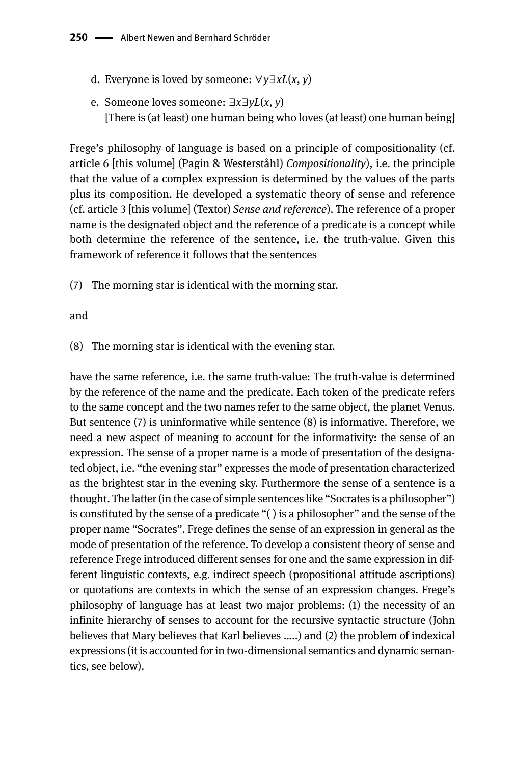d. Everyone is loved by someone: $\forall y \exists x L(x, y)$

e. Someone loves someone: $\exists x \exists y L(x, y)$
[There is (at least) one human being who loves (at least) one human being]

Frege's philosophy of language is based on a principle of compositionality (cf. article 6 [this volume] (Pagin & Westerståhl) *Compositionality*), i.e. the principle that the value of a complex expression is determined by the values of the parts plus its composition. He developed a systematic theory of sense and reference (cf. article 3 [this volume] (Textor) *Sense and reference*). The reference of a proper name is the designated object and the reference of a predicate is a concept while both determine the reference of the sentence, i.e. the truth-value. Given this framework of reference it follows that the sentences

(7) The morning star is identical with the morning star.

and

(8) The morning star is identical with the evening star.

have the same reference, i.e. the same truth-value: The truth-value is determined by the reference of the name and the predicate. Each token of the predicate refers to the same concept and the two names refer to the same object, the planet Venus. But sentence (7) is uninformative while sentence (8) is informative. Therefore, we need a new aspect of meaning to account for the informativity: the sense of an expression. The sense of a proper name is a mode of presentation of the designated object, i.e. "the evening star" expresses the mode of presentation characterized as the brightest star in the evening sky. Furthermore the sense of a sentence is a thought. The latter (in the case of simple sentences like "Socrates is a philosopher") is constituted by the sense of a predicate "( ) is a philosopher" and the sense of the proper name "Socrates". Frege defines the sense of an expression in general as the mode of presentation of the reference. To develop a consistent theory of sense and reference Frege introduced different senses for one and the same expression in different linguistic contexts, e.g. indirect speech (propositional attitude ascriptions) or quotations are contexts in which the sense of an expression changes. Frege's philosophy of language has at least two major problems: (1) the necessity of an infinite hierarchy of senses to account for the recursive syntactic structure (John believes that Mary believes that Karl believes .....) and (2) the problem of indexical expressions (it is accounted for in two-dimensional semantics and dynamic semantics, see below).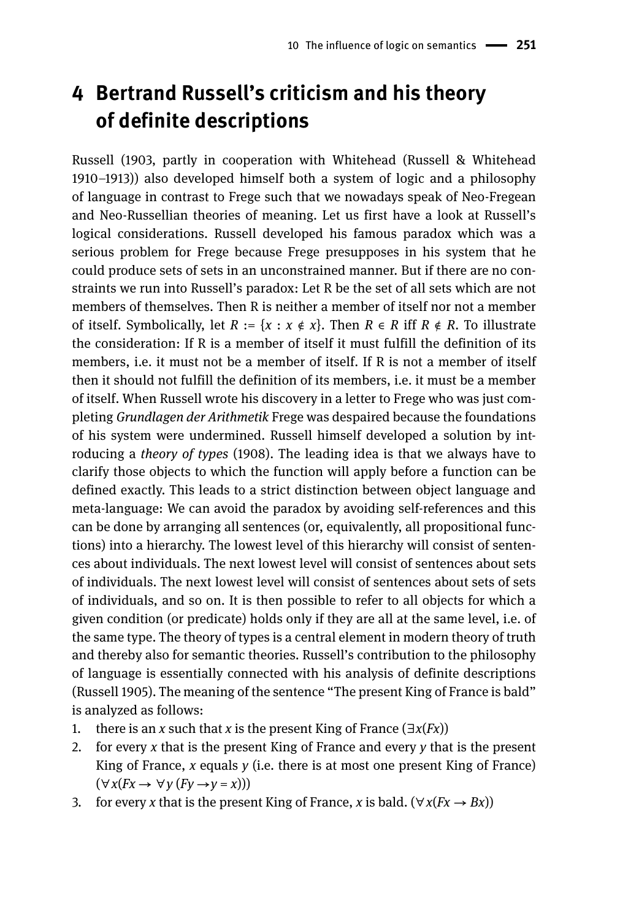# 4 Bertrand Russell's criticism and his theory of definite descriptions

Russell (1903, partly in cooperation with Whitehead (Russell & Whitehead 1910–1913)) also developed himself both a system of logic and a philosophy of language in contrast to Frege such that we nowadays speak of Neo-Fregean and Neo-Russellian theories of meaning. Let us first have a look at Russell's logical considerations. Russell developed his famous paradox which was a serious problem for Frege because Frege presupposes in his system that he could produce sets of sets in an unconstrained manner. But if there are no constraints we run into Russell's paradox: Let R be the set of all sets which are not members of themselves. Then R is neither a member of itself nor not a member of itself. Symbolically, let $R := \{x : x \notin x\}$. Then $R \in R$ iff $R \notin R$. To illustrate the consideration: If R is a member of itself it must fulfill the definition of its members, i.e. it must not be a member of itself. If R is not a member of itself then it should not fulfill the definition of its members, i.e. it must be a member of itself. When Russell wrote his discovery in a letter to Frege who was just completing *Grundlagen der Arithmetik* Frege was despaired because the foundations of his system were undermined. Russell himself developed a solution by introducing a *theory of types* (1908). The leading idea is that we always have to clarify those objects to which the function will apply before a function can be defined exactly. This leads to a strict distinction between object language and meta-language: We can avoid the paradox by avoiding self-references and this can be done by arranging all sentences (or, equivalently, all propositional functions) into a hierarchy. The lowest level of this hierarchy will consist of sentences about individuals. The next lowest level will consist of sentences about sets of individuals. The next lowest level will consist of sentences about sets of sets of individuals, and so on. It is then possible to refer to all objects for which a given condition (or predicate) holds only if they are all at the same level, i.e. of the same type. The theory of types is a central element in modern theory of truth and thereby also for semantic theories. Russell's contribution to the philosophy of language is essentially connected with his analysis of definite descriptions (Russell 1905). The meaning of the sentence "The present King of France is bald" is analyzed as follows:

1. there is an $x$ such that $x$ is the present King of France ($\exists x(Fx)$)
2. for every $x$ that is the present King of France and every $y$ that is the present King of France, $x$ equals $y$ (i.e. there is at most one present King of France) ($\forall x(Fx \rightarrow \forall y\,(Fy \rightarrow y = x))$)
3. for every $x$ that is the present King of France, $x$ is bald. ($\forall x(Fx \rightarrow Bx)$)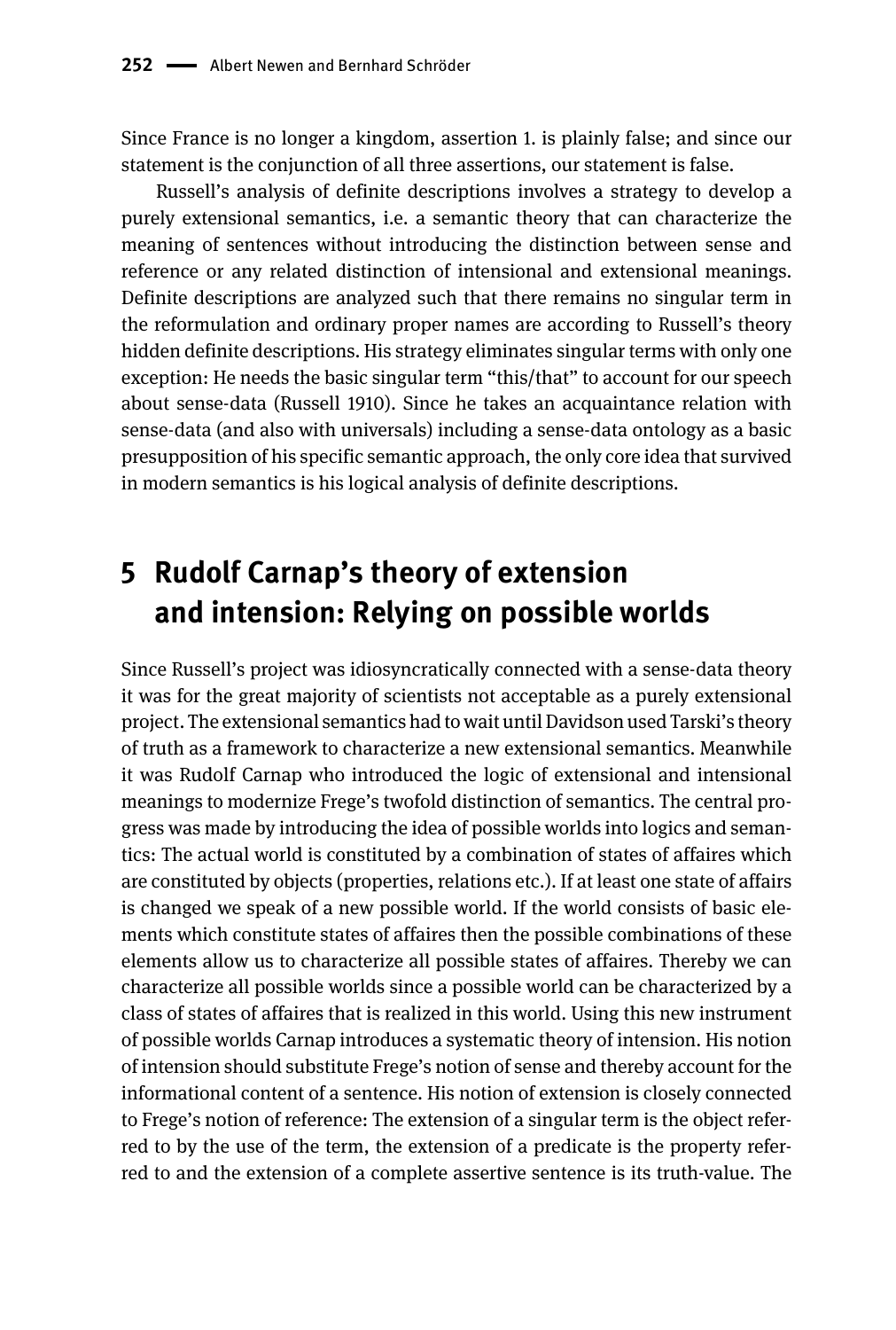Since France is no longer a kingdom, assertion 1. is plainly false; and since our statement is the conjunction of all three assertions, our statement is false.

Russell's analysis of definite descriptions involves a strategy to develop a purely extensional semantics, i.e. a semantic theory that can characterize the meaning of sentences without introducing the distinction between sense and reference or any related distinction of intensional and extensional meanings. Definite descriptions are analyzed such that there remains no singular term in the reformulation and ordinary proper names are according to Russell's theory hidden definite descriptions. His strategy eliminates singular terms with only one exception: He needs the basic singular term "this/that" to account for our speech about sense-data (Russell 1910). Since he takes an acquaintance relation with sense-data (and also with universals) including a sense-data ontology as a basic presupposition of his specific semantic approach, the only core idea that survived in modern semantics is his logical analysis of definite descriptions.

## 5 Rudolf Carnap's theory of extension and intension: Relying on possible worlds

Since Russell's project was idiosyncratically connected with a sense-data theory it was for the great majority of scientists not acceptable as a purely extensional project. The extensional semantics had to wait until Davidson used Tarski's theory of truth as a framework to characterize a new extensional semantics. Meanwhile it was Rudolf Carnap who introduced the logic of extensional and intensional meanings to modernize Frege's twofold distinction of semantics. The central progress was made by introducing the idea of possible worlds into logics and semantics: The actual world is constituted by a combination of states of affaires which are constituted by objects (properties, relations etc.). If at least one state of affairs is changed we speak of a new possible world. If the world consists of basic elements which constitute states of affaires then the possible combinations of these elements allow us to characterize all possible states of affaires. Thereby we can characterize all possible worlds since a possible world can be characterized by a class of states of affaires that is realized in this world. Using this new instrument of possible worlds Carnap introduces a systematic theory of intension. His notion of intension should substitute Frege's notion of sense and thereby account for the informational content of a sentence. His notion of extension is closely connected to Frege's notion of reference: The extension of a singular term is the object referred to by the use of the term, the extension of a predicate is the property referred to and the extension of a complete assertive sentence is its truth-value. The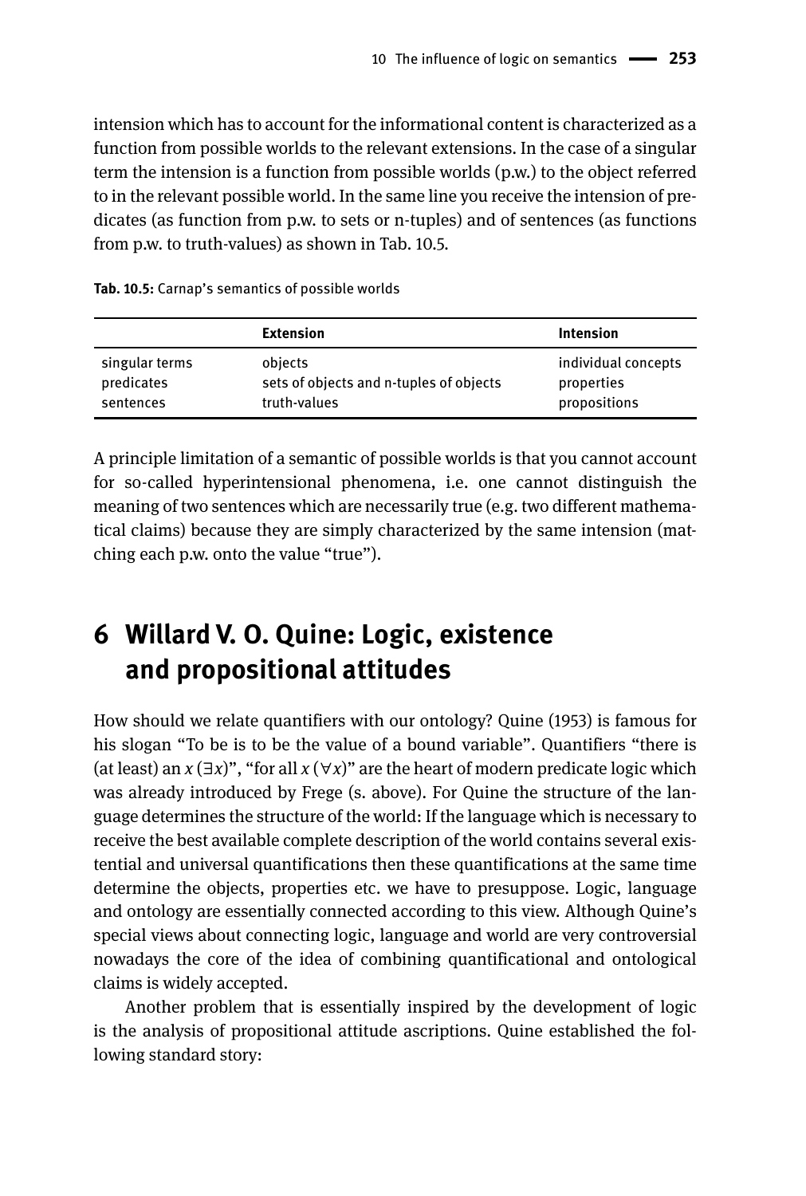intension which has to account for the informational content is characterized as a function from possible worlds to the relevant extensions. In the case of a singular term the intension is a function from possible worlds (p.w.) to the object referred to in the relevant possible world. In the same line you receive the intension of predicates (as function from p.w. to sets or n-tuples) and of sentences (as functions from p.w. to truth-values) as shown in Tab. 10.5.

**Tab. 10.5:** Carnap's semantics of possible worlds

| | **Extension** | **Intension** |
|---|---|---|
| singular terms | objects | individual concepts |
| predicates | sets of objects and n-tuples of objects | properties |
| sentences | truth-values | propositions |

A principle limitation of a semantic of possible worlds is that you cannot account for so-called hyperintensional phenomena, i.e. one cannot distinguish the meaning of two sentences which are necessarily true (e.g. two different mathematical claims) because they are simply characterized by the same intension (matching each p.w. onto the value "true").

## 6 Willard V. O. Quine: Logic, existence and propositional attitudes

How should we relate quantifiers with our ontology? Quine (1953) is famous for his slogan "To be is to be the value of a bound variable". Quantifiers "there is (at least) an $x$ ($\exists x$)", "for all $x$ ($\forall x$)" are the heart of modern predicate logic which was already introduced by Frege (s. above). For Quine the structure of the language determines the structure of the world: If the language which is necessary to receive the best available complete description of the world contains several existential and universal quantifications then these quantifications at the same time determine the objects, properties etc. we have to presuppose. Logic, language and ontology are essentially connected according to this view. Although Quine's special views about connecting logic, language and world are very controversial nowadays the core of the idea of combining quantificational and ontological claims is widely accepted.

Another problem that is essentially inspired by the development of logic is the analysis of propositional attitude ascriptions. Quine established the following standard story: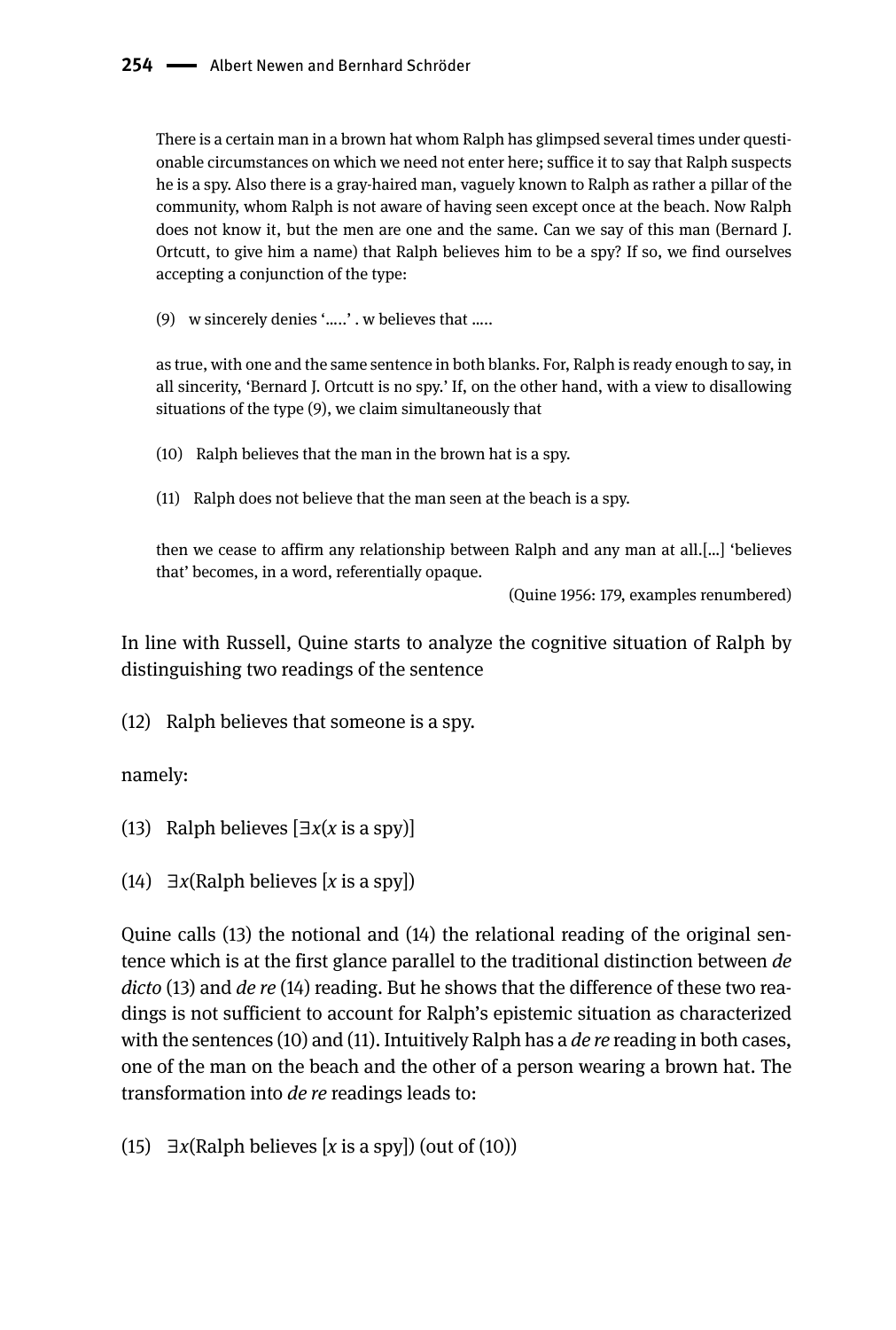> There is a certain man in a brown hat whom Ralph has glimpsed several times under questionable circumstances on which we need not enter here; suffice it to say that Ralph suspects he is a spy. Also there is a gray-haired man, vaguely known to Ralph as rather a pillar of the community, whom Ralph is not aware of having seen except once at the beach. Now Ralph does not know it, but the men are one and the same. Can we say of this man (Bernard J. Ortcutt, to give him a name) that Ralph believes him to be a spy? If so, we find ourselves accepting a conjunction of the type:
>
> (9) w sincerely denies '.....' . w believes that .....
>
> as true, with one and the same sentence in both blanks. For, Ralph is ready enough to say, in all sincerity, 'Bernard J. Ortcutt is no spy.' If, on the other hand, with a view to disallowing situations of the type (9), we claim simultaneously that
>
> (10) Ralph believes that the man in the brown hat is a spy.
>
> (11) Ralph does not believe that the man seen at the beach is a spy.
>
> then we cease to affirm any relationship between Ralph and any man at all.[...] 'believes that' becomes, in a word, referentially opaque.
>
> (Quine 1956: 179, examples renumbered)

In line with Russell, Quine starts to analyze the cognitive situation of Ralph by distinguishing two readings of the sentence

(12) Ralph believes that someone is a spy.

namely:

(13) Ralph believes [$\exists x$($x$ is a spy)]

(14) $\exists x$(Ralph believes [$x$ is a spy])

Quine calls (13) the notional and (14) the relational reading of the original sentence which is at the first glance parallel to the traditional distinction between *de dicto* (13) and *de re* (14) reading. But he shows that the difference of these two readings is not sufficient to account for Ralph's epistemic situation as characterized with the sentences (10) and (11). Intuitively Ralph has a *de re* reading in both cases, one of the man on the beach and the other of a person wearing a brown hat. The transformation into *de re* readings leads to:

(15) $\exists x$(Ralph believes [$x$ is a spy]) (out of (10))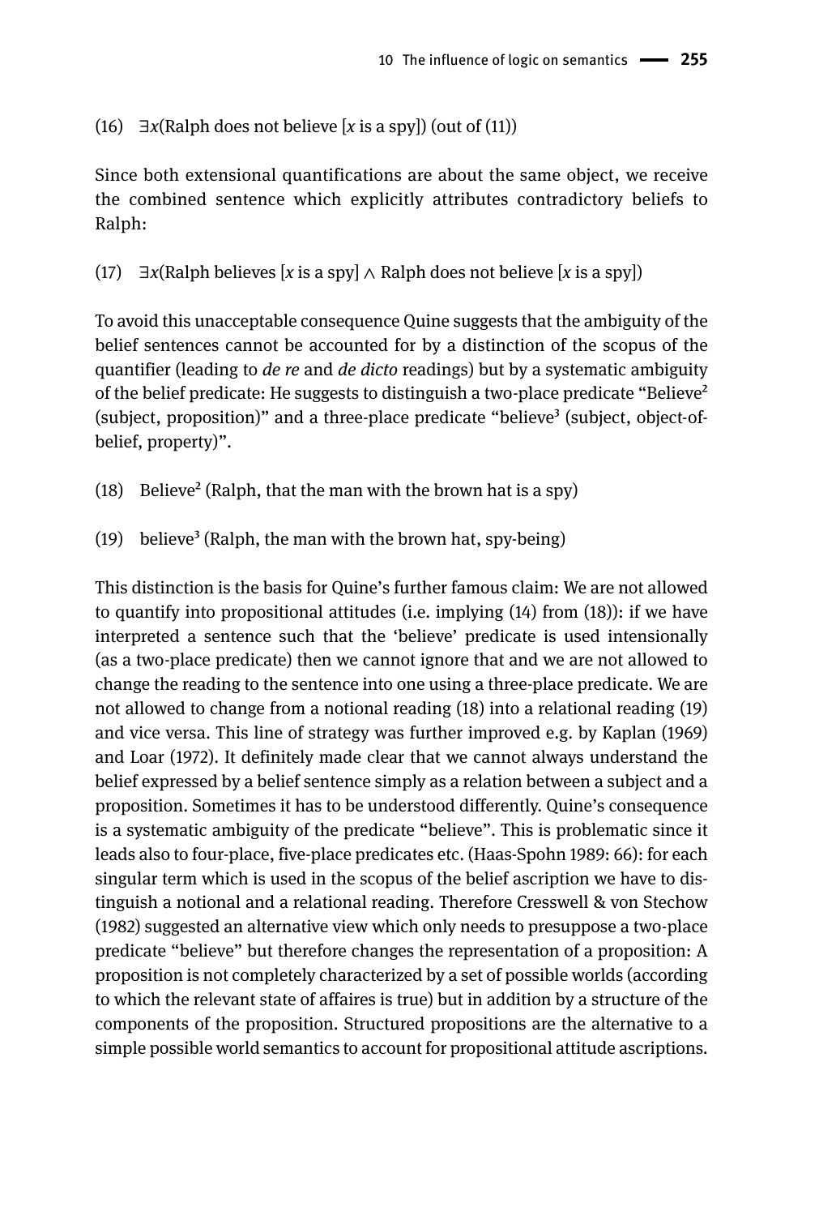(16) $\exists x$(Ralph does not believe [$x$ is a spy]) (out of (11))

Since both extensional quantifications are about the same object, we receive the combined sentence which explicitly attributes contradictory beliefs to Ralph:

(17) $\exists x$(Ralph believes [$x$ is a spy] $\wedge$ Ralph does not believe [$x$ is a spy])

To avoid this unacceptable consequence Quine suggests that the ambiguity of the belief sentences cannot be accounted for by a distinction of the scopus of the quantifier (leading to *de re* and *de dicto* readings) but by a systematic ambiguity of the belief predicate: He suggests to distinguish a two-place predicate "Believe$^2$ (subject, proposition)" and a three-place predicate "believe$^3$ (subject, object-of-belief, property)".

(18) Believe$^2$ (Ralph, that the man with the brown hat is a spy)

(19) believe$^3$ (Ralph, the man with the brown hat, spy-being)

This distinction is the basis for Quine's further famous claim: We are not allowed to quantify into propositional attitudes (i.e. implying (14) from (18)): if we have interpreted a sentence such that the 'believe' predicate is used intensionally (as a two-place predicate) then we cannot ignore that and we are not allowed to change the reading to the sentence into one using a three-place predicate. We are not allowed to change from a notional reading (18) into a relational reading (19) and vice versa. This line of strategy was further improved e.g. by Kaplan (1969) and Loar (1972). It definitely made clear that we cannot always understand the belief expressed by a belief sentence simply as a relation between a subject and a proposition. Sometimes it has to be understood differently. Quine's consequence is a systematic ambiguity of the predicate "believe". This is problematic since it leads also to four-place, five-place predicates etc. (Haas-Spohn 1989: 66): for each singular term which is used in the scopus of the belief ascription we have to distinguish a notional and a relational reading. Therefore Cresswell & von Stechow (1982) suggested an alternative view which only needs to presuppose a two-place predicate "believe" but therefore changes the representation of a proposition: A proposition is not completely characterized by a set of possible worlds (according to which the relevant state of affaires is true) but in addition by a structure of the components of the proposition. Structured propositions are the alternative to a simple possible world semantics to account for propositional attitude ascriptions.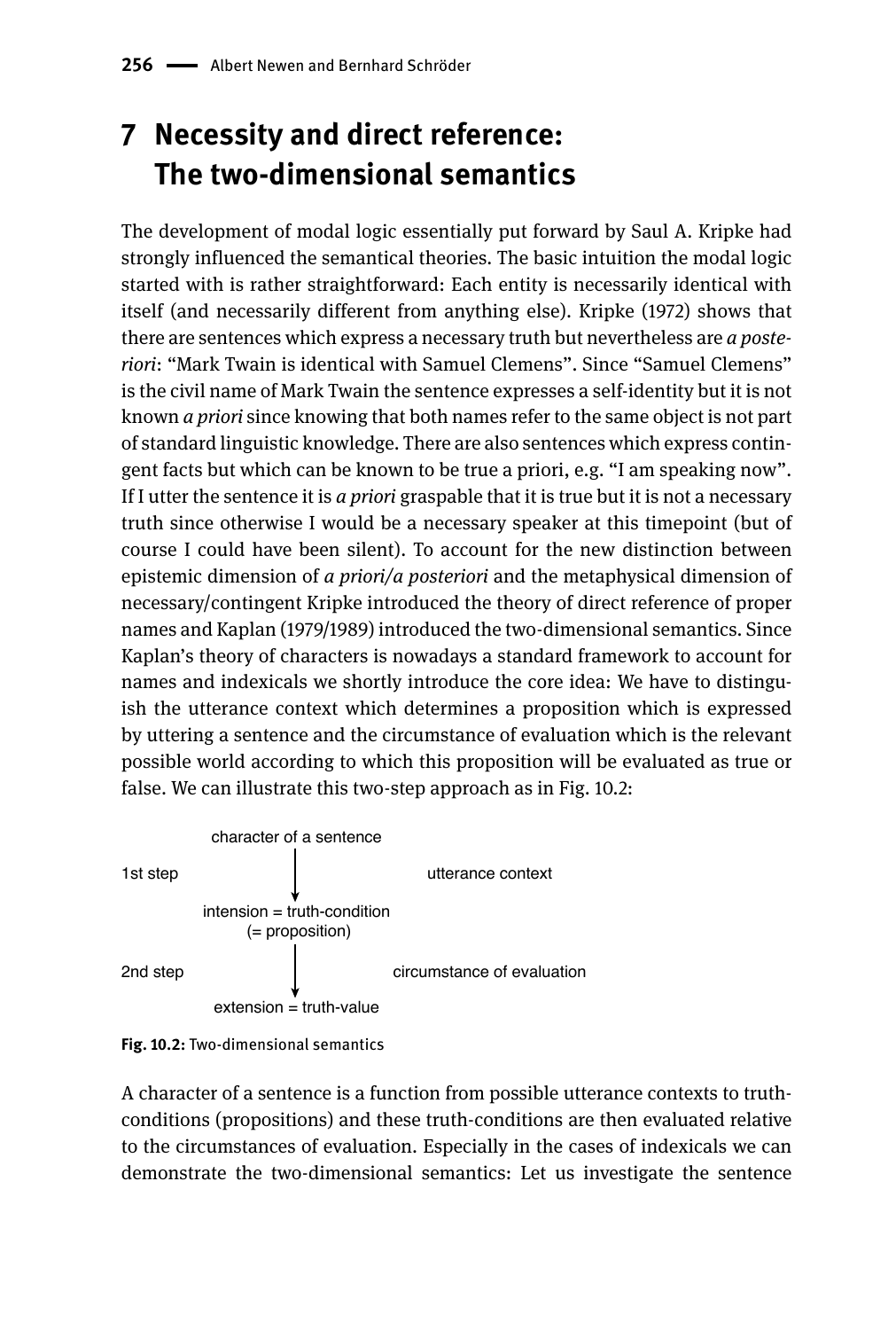# 7 Necessity and direct reference: The two-dimensional semantics

The development of modal logic essentially put forward by Saul A. Kripke had strongly influenced the semantical theories. The basic intuition the modal logic started with is rather straightforward: Each entity is necessarily identical with itself (and necessarily different from anything else). Kripke (1972) shows that there are sentences which express a necessary truth but nevertheless are *a posteriori*: "Mark Twain is identical with Samuel Clemens". Since "Samuel Clemens" is the civil name of Mark Twain the sentence expresses a self-identity but it is not known *a priori* since knowing that both names refer to the same object is not part of standard linguistic knowledge. There are also sentences which express contingent facts but which can be known to be true a priori, e.g. "I am speaking now". If I utter the sentence it is *a priori* graspable that it is true but it is not a necessary truth since otherwise I would be a necessary speaker at this timepoint (but of course I could have been silent). To account for the new distinction between epistemic dimension of *a priori/a posteriori* and the metaphysical dimension of necessary/contingent Kripke introduced the theory of direct reference of proper names and Kaplan (1979/1989) introduced the two-dimensional semantics. Since Kaplan's theory of characters is nowadays a standard framework to account for names and indexicals we shortly introduce the core idea: We have to distinguish the utterance context which determines a proposition which is expressed by uttering a sentence and the circumstance of evaluation which is the relevant possible world according to which this proposition will be evaluated as true or false. We can illustrate this two-step approach as in Fig. 10.2:

character of a sentence

1st step — utterance context

intension = truth-condition
(= proposition)

2nd step — circumstance of evaluation

extension = truth-value

**Fig. 10.2:** Two-dimensional semantics

A character of a sentence is a function from possible utterance contexts to truth-conditions (propositions) and these truth-conditions are then evaluated relative to the circumstances of evaluation. Especially in the cases of indexicals we can demonstrate the two-dimensional semantics: Let us investigate the sentence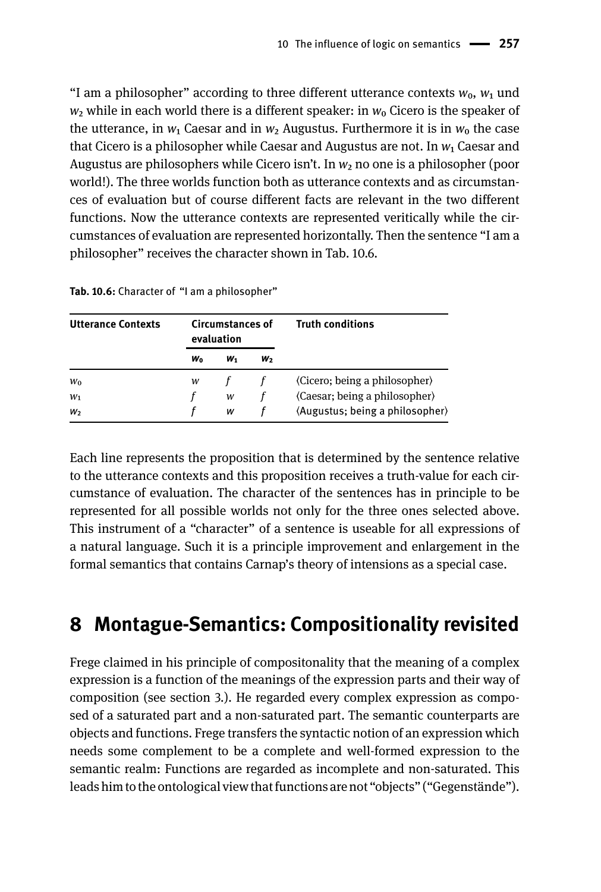"I am a philosopher" according to three different utterance contexts $w_0$, $w_1$ und $w_2$ while in each world there is a different speaker: in $w_0$ Cicero is the speaker of the utterance, in $w_1$ Caesar and in $w_2$ Augustus. Furthermore it is in $w_0$ the case that Cicero is a philosopher while Caesar and Augustus are not. In $w_1$ Caesar and Augustus are philosophers while Cicero isn't. In $w_2$ no one is a philosopher (poor world!). The three worlds function both as utterance contexts and as circumstances of evaluation but of course different facts are relevant in the two different functions. Now the utterance contexts are represented veritically while the circumstances of evaluation are represented horizontally. Then the sentence "I am a philosopher" receives the character shown in Tab. 10.6.

**Tab. 10.6:** Character of "I am a philosopher"

| Utterance Contexts | Circumstances of evaluation | | | Truth conditions |
|---|---|---|---|---|
| | $w_0$ | $w_1$ | $w_2$ | |
| $w_0$ | $w$ | $f$ | $f$ | ⟨Cicero; being a philosopher⟩ |
| $w_1$ | $f$ | $w$ | $f$ | ⟨Caesar; being a philosopher⟩ |
| $w_2$ | $f$ | $w$ | $f$ | ⟨Augustus; being a philosopher⟩ |

Each line represents the proposition that is determined by the sentence relative to the utterance contexts and this proposition receives a truth-value for each circumstance of evaluation. The character of the sentences has in principle to be represented for all possible worlds not only for the three ones selected above. This instrument of a "character" of a sentence is useable for all expressions of a natural language. Such it is a principle improvement and enlargement in the formal semantics that contains Carnap's theory of intensions as a special case.

## 8 Montague-Semantics: Compositionality revisited

Frege claimed in his principle of compositonality that the meaning of a complex expression is a function of the meanings of the expression parts and their way of composition (see section 3.). He regarded every complex expression as composed of a saturated part and a non-saturated part. The semantic counterparts are objects and functions. Frege transfers the syntactic notion of an expression which needs some complement to be a complete and well-formed expression to the semantic realm: Functions are regarded as incomplete and non-saturated. This leads him to the ontological view that functions are not "objects" ("Gegenstände").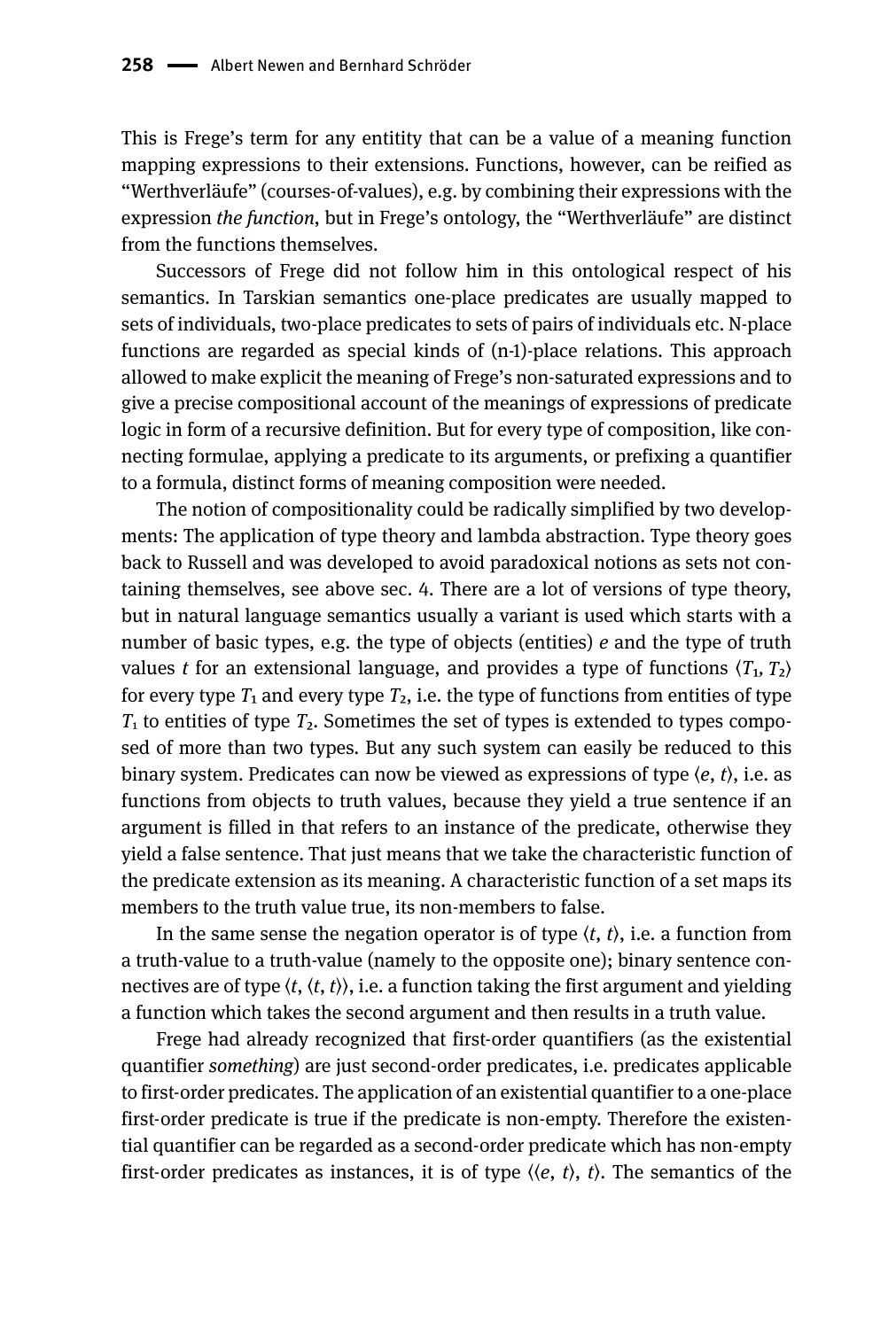This is Frege's term for any entitity that can be a value of a meaning function mapping expressions to their extensions. Functions, however, can be reified as "Werthverläufe" (courses-of-values), e.g. by combining their expressions with the expression *the function*, but in Frege's ontology, the "Werthverläufe" are distinct from the functions themselves.

Successors of Frege did not follow him in this ontological respect of his semantics. In Tarskian semantics one-place predicates are usually mapped to sets of individuals, two-place predicates to sets of pairs of individuals etc. N-place functions are regarded as special kinds of (n-1)-place relations. This approach allowed to make explicit the meaning of Frege's non-saturated expressions and to give a precise compositional account of the meanings of expressions of predicate logic in form of a recursive definition. But for every type of composition, like connecting formulae, applying a predicate to its arguments, or prefixing a quantifier to a formula, distinct forms of meaning composition were needed.

The notion of compositionality could be radically simplified by two developments: The application of type theory and lambda abstraction. Type theory goes back to Russell and was developed to avoid paradoxical notions as sets not containing themselves, see above sec. 4. There are a lot of versions of type theory, but in natural language semantics usually a variant is used which starts with a number of basic types, e.g. the type of objects (entities) $e$ and the type of truth values $t$ for an extensional language, and provides a type of functions $\langle T_1, T_2 \rangle$ for every type $T_1$ and every type $T_2$, i.e. the type of functions from entities of type $T_1$ to entities of type $T_2$. Sometimes the set of types is extended to types composed of more than two types. But any such system can easily be reduced to this binary system. Predicates can now be viewed as expressions of type $\langle e, t \rangle$, i.e. as functions from objects to truth values, because they yield a true sentence if an argument is filled in that refers to an instance of the predicate, otherwise they yield a false sentence. That just means that we take the characteristic function of the predicate extension as its meaning. A characteristic function of a set maps its members to the truth value true, its non-members to false.

In the same sense the negation operator is of type $\langle t, t \rangle$, i.e. a function from a truth-value to a truth-value (namely to the opposite one); binary sentence connectives are of type $\langle t, \langle t, t \rangle \rangle$, i.e. a function taking the first argument and yielding a function which takes the second argument and then results in a truth value.

Frege had already recognized that first-order quantifiers (as the existential quantifier *something*) are just second-order predicates, i.e. predicates applicable to first-order predicates. The application of an existential quantifier to a one-place first-order predicate is true if the predicate is non-empty. Therefore the existential quantifier can be regarded as a second-order predicate which has non-empty first-order predicates as instances, it is of type $\langle \langle e, t \rangle, t \rangle$. The semantics of the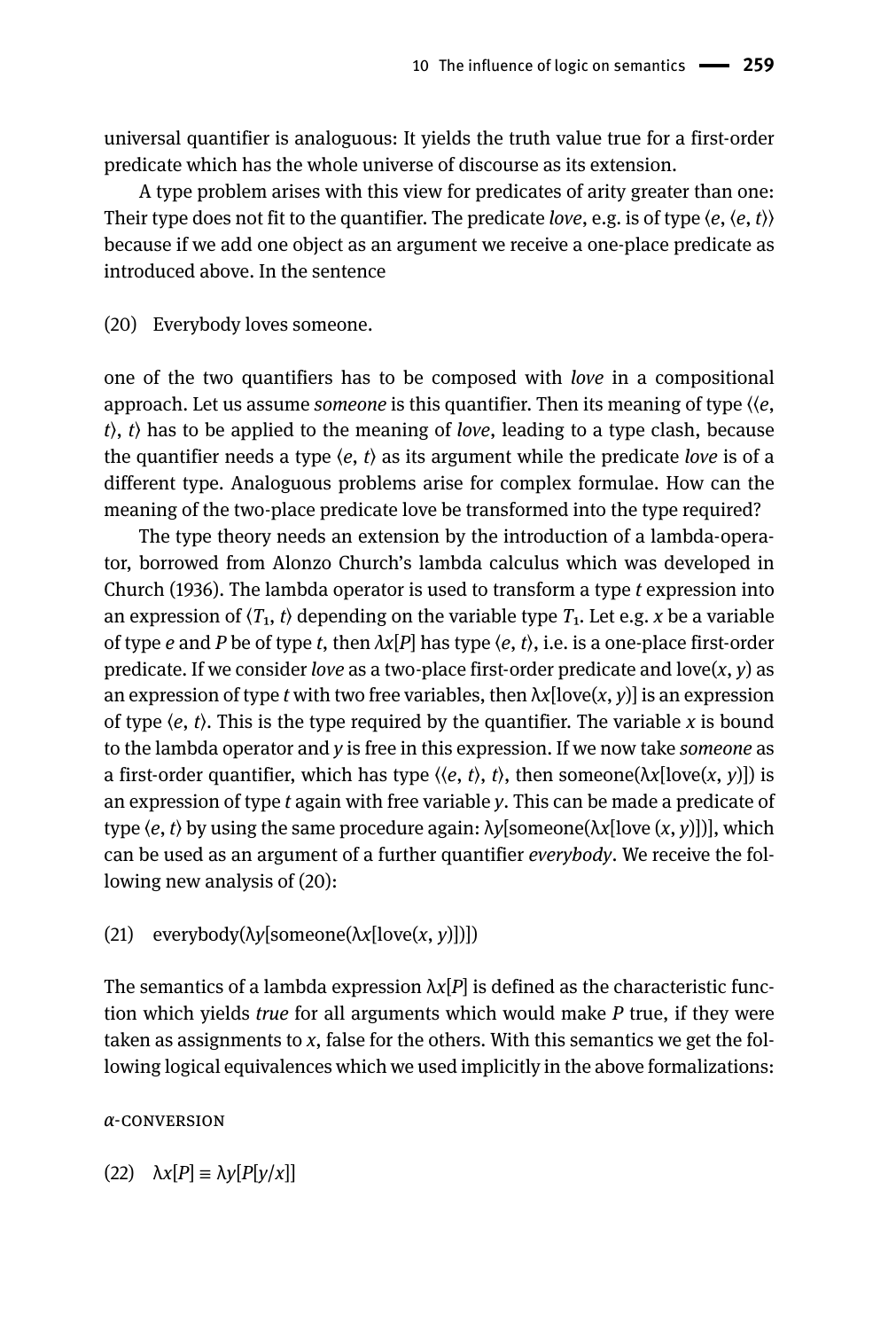universal quantifier is analoguous: It yields the truth value true for a first-order predicate which has the whole universe of discourse as its extension.

A type problem arises with this view for predicates of arity greater than one: Their type does not fit to the quantifier. The predicate *love*, e.g. is of type $\langle e, \langle e, t\rangle\rangle$ because if we add one object as an argument we receive a one-place predicate as introduced above. In the sentence

(20) Everybody loves someone.

one of the two quantifiers has to be composed with *love* in a compositional approach. Let us assume *someone* is this quantifier. Then its meaning of type $\langle\langle e, t\rangle, t\rangle$ has to be applied to the meaning of *love*, leading to a type clash, because the quantifier needs a type $\langle e, t\rangle$ as its argument while the predicate *love* is of a different type. Analoguous problems arise for complex formulae. How can the meaning of the two-place predicate love be transformed into the type required?

The type theory needs an extension by the introduction of a lambda-operator, borrowed from Alonzo Church's lambda calculus which was developed in Church (1936). The lambda operator is used to transform a type *t* expression into an expression of $\langle T_1, t\rangle$ depending on the variable type $T_1$. Let e.g. $x$ be a variable of type $e$ and $P$ be of type $t$, then $\lambda x[P]$ has type $\langle e, t\rangle$, i.e. is a one-place first-order predicate. If we consider *love* as a two-place first-order predicate and love($x$, $y$) as an expression of type *t* with two free variables, then $\lambda x$[love($x$, $y$)] is an expression of type $\langle e, t\rangle$. This is the type required by the quantifier. The variable $x$ is bound to the lambda operator and $y$ is free in this expression. If we now take *someone* as a first-order quantifier, which has type $\langle\langle e, t\rangle, t\rangle$, then someone($\lambda x$[love($x$, $y$)]) is an expression of type *t* again with free variable $y$. This can be made a predicate of type $\langle e, t\rangle$ by using the same procedure again: $\lambda y$[someone($\lambda x$[love ($x$, $y$)])], which can be used as an argument of a further quantifier *everybody*. We receive the following new analysis of (20):

(21) everybody($\lambda y$[someone($\lambda x$[love($x$, $y$)])])

The semantics of a lambda expression $\lambda x[P]$ is defined as the characteristic function which yields *true* for all arguments which would make $P$ true, if they were taken as assignments to $x$, false for the others. With this semantics we get the following logical equivalences which we used implicitly in the above formalizations:

*α*-CONVERSION

(22) $\lambda x[P] \equiv \lambda y[P[y/x]]$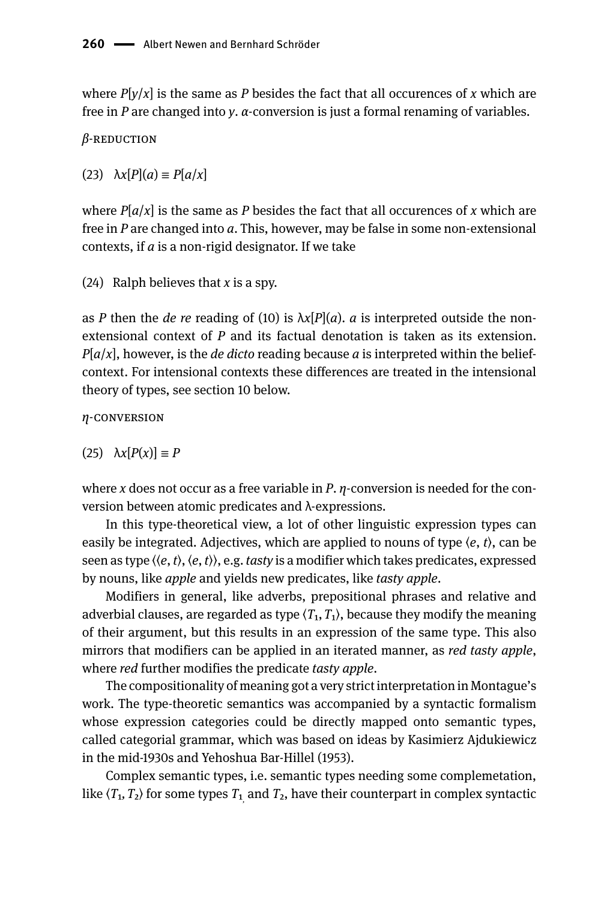where $P[y/x]$ is the same as $P$ besides the fact that all occurences of $x$ which are free in $P$ are changed into $y$. $\alpha$-conversion is just a formal renaming of variables.

$\beta$-REDUCTION

(23) $\lambda x[P](a) \equiv P[a/x]$

where $P[a/x]$ is the same as $P$ besides the fact that all occurences of $x$ which are free in $P$ are changed into $a$. This, however, may be false in some non-extensional contexts, if $a$ is a non-rigid designator. If we take

(24) Ralph believes that $x$ is a spy.

as $P$ then the *de re* reading of (10) is $\lambda x[P](a)$. $a$ is interpreted outside the non-extensional context of $P$ and its factual denotation is taken as its extension. $P[a/x]$, however, is the *de dicto* reading because $a$ is interpreted within the belief-context. For intensional contexts these differences are treated in the intensional theory of types, see section 10 below.

$\eta$-CONVERSION

(25) $\lambda x[P(x)] \equiv P$

where $x$ does not occur as a free variable in $P$. $\eta$-conversion is needed for the conversion between atomic predicates and $\lambda$-expressions.

In this type-theoretical view, a lot of other linguistic expression types can easily be integrated. Adjectives, which are applied to nouns of type $\langle e, t\rangle$, can be seen as type $\langle\langle e, t\rangle, \langle e, t\rangle\rangle$, e.g. *tasty* is a modifier which takes predicates, expressed by nouns, like *apple* and yields new predicates, like *tasty apple*.

Modifiers in general, like adverbs, prepositional phrases and relative and adverbial clauses, are regarded as type $\langle T_1, T_1\rangle$, because they modify the meaning of their argument, but this results in an expression of the same type. This also mirrors that modifiers can be applied in an iterated manner, as *red tasty apple*, where *red* further modifies the predicate *tasty apple*.

The compositionality of meaning got a very strict interpretation in Montague's work. The type-theoretic semantics was accompanied by a syntactic formalism whose expression categories could be directly mapped onto semantic types, called categorial grammar, which was based on ideas by Kasimierz Ajdukiewicz in the mid-1930s and Yehoshua Bar-Hillel (1953).

Complex semantic types, i.e. semantic types needing some complemetation, like $\langle T_1, T_2\rangle$ for some types $T_1$ and $T_2$, have their counterpart in complex syntactic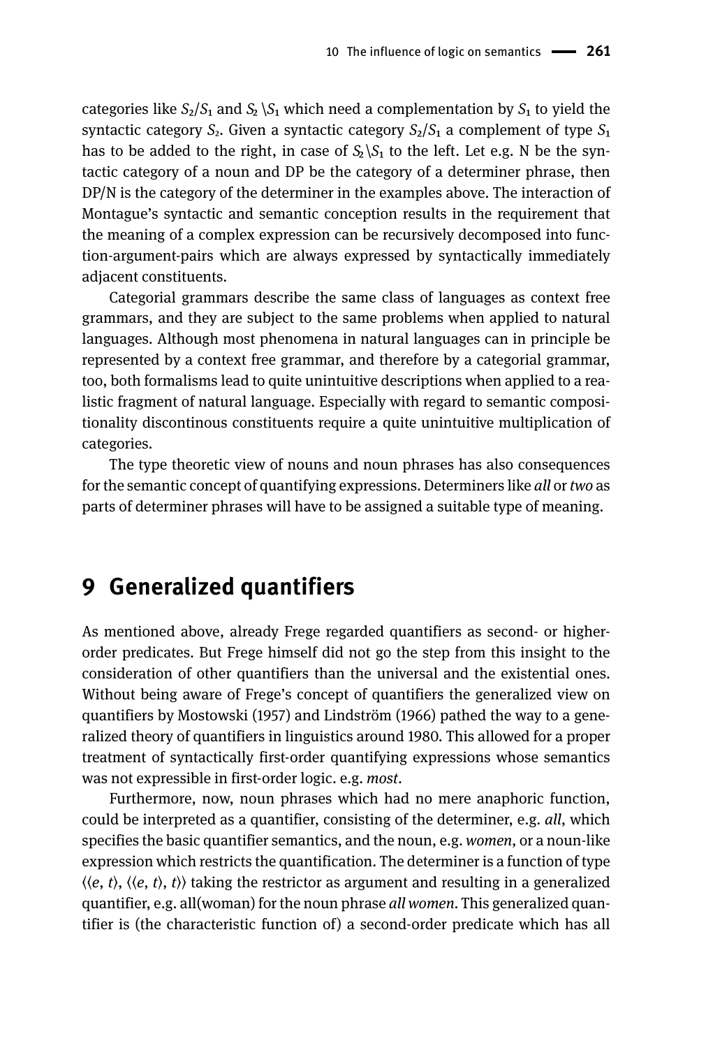categories like $S_2/S_1$ and $S_2\backslash S_1$ which need a complementation by $S_1$ to yield the syntactic category $S_2$. Given a syntactic category $S_2/S_1$ a complement of type $S_1$ has to be added to the right, in case of $S_2\backslash S_1$ to the left. Let e.g. N be the syntactic category of a noun and DP be the category of a determiner phrase, then DP/N is the category of the determiner in the examples above. The interaction of Montague's syntactic and semantic conception results in the requirement that the meaning of a complex expression can be recursively decomposed into function-argument-pairs which are always expressed by syntactically immediately adjacent constituents.

Categorial grammars describe the same class of languages as context free grammars, and they are subject to the same problems when applied to natural languages. Although most phenomena in natural languages can in principle be represented by a context free grammar, and therefore by a categorial grammar, too, both formalisms lead to quite unintuitive descriptions when applied to a realistic fragment of natural language. Especially with regard to semantic compositionality discontinous constituents require a quite unintuitive multiplication of categories.

The type theoretic view of nouns and noun phrases has also consequences for the semantic concept of quantifying expressions. Determiners like *all* or *two* as parts of determiner phrases will have to be assigned a suitable type of meaning.

# 9 Generalized quantifiers

As mentioned above, already Frege regarded quantifiers as second- or higher-order predicates. But Frege himself did not go the step from this insight to the consideration of other quantifiers than the universal and the existential ones. Without being aware of Frege's concept of quantifiers the generalized view on quantifiers by Mostowski (1957) and Lindström (1966) pathed the way to a generalized theory of quantifiers in linguistics around 1980. This allowed for a proper treatment of syntactically first-order quantifying expressions whose semantics was not expressible in first-order logic. e.g. *most*.

Furthermore, now, noun phrases which had no mere anaphoric function, could be interpreted as a quantifier, consisting of the determiner, e.g. *all*, which specifies the basic quantifier semantics, and the noun, e.g. *women*, or a noun-like expression which restricts the quantification. The determiner is a function of type $\langle\langle e, t\rangle, \langle\langle e, t\rangle, t\rangle\rangle$ taking the restrictor as argument and resulting in a generalized quantifier, e.g. all(woman) for the noun phrase *all women*. This generalized quantifier is (the characteristic function of) a second-order predicate which has all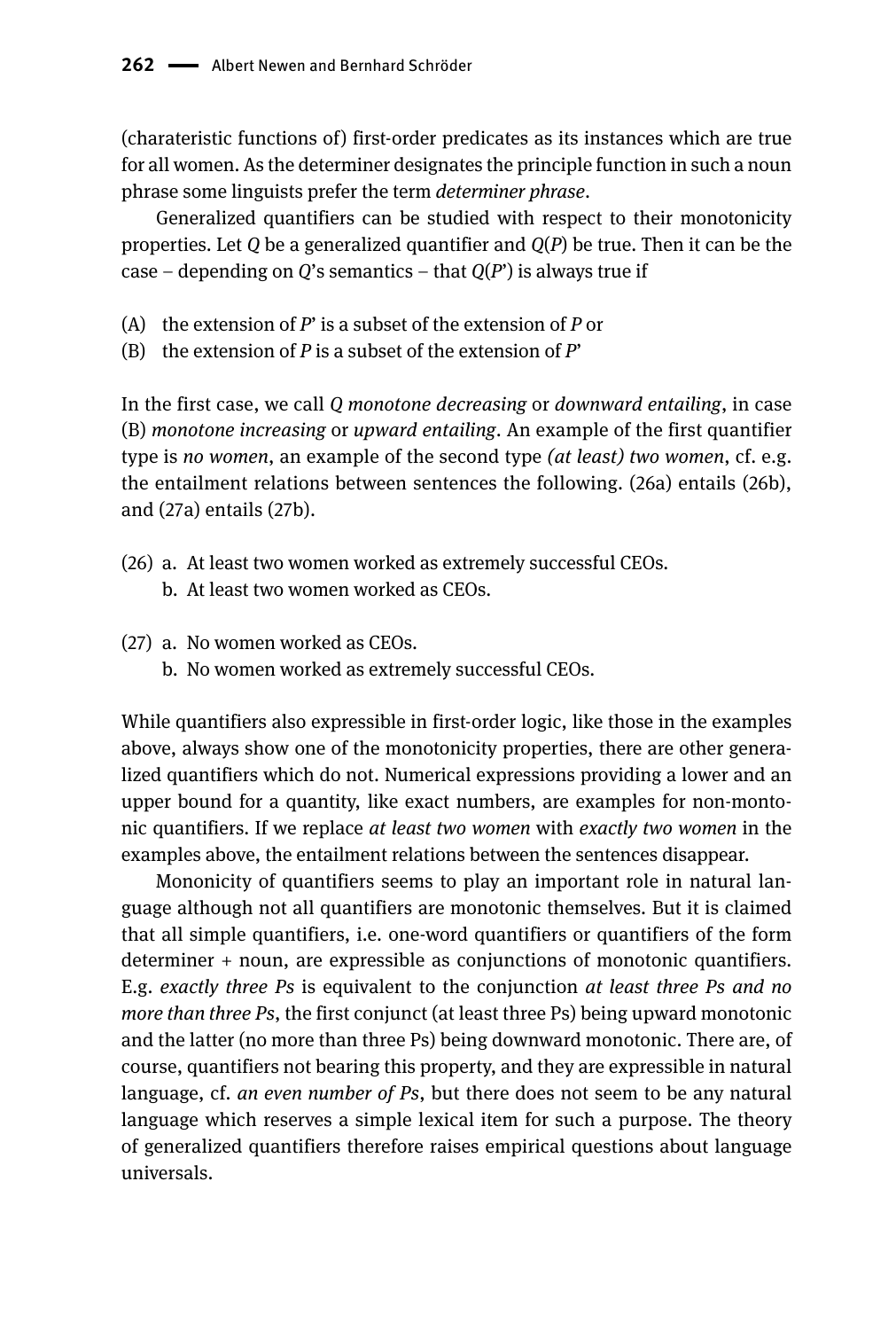(charateristic functions of) first-order predicates as its instances which are true for all women. As the determiner designates the principle function in such a noun phrase some linguists prefer the term *determiner phrase*.

Generalized quantifiers can be studied with respect to their monotonicity properties. Let *Q* be a generalized quantifier and *Q*(*P*) be true. Then it can be the case – depending on *Q*'s semantics – that *Q*(*P*') is always true if

(A) the extension of *P*' is a subset of the extension of *P* or
(B) the extension of *P* is a subset of the extension of *P*'

In the first case, we call *Q monotone decreasing* or *downward entailing*, in case (B) *monotone increasing* or *upward entailing*. An example of the first quantifier type is *no women*, an example of the second type *(at least) two women*, cf. e.g. the entailment relations between sentences the following. (26a) entails (26b), and (27a) entails (27b).

(26) a. At least two women worked as extremely successful CEOs.
 b. At least two women worked as CEOs.

(27) a. No women worked as CEOs.
 b. No women worked as extremely successful CEOs.

While quantifiers also expressible in first-order logic, like those in the examples above, always show one of the monotonicity properties, there are other generalized quantifiers which do not. Numerical expressions providing a lower and an upper bound for a quantity, like exact numbers, are examples for non-monotonic quantifiers. If we replace *at least two women* with *exactly two women* in the examples above, the entailment relations between the sentences disappear.

Mononicity of quantifiers seems to play an important role in natural language although not all quantifiers are monotonic themselves. But it is claimed that all simple quantifiers, i.e. one-word quantifiers or quantifiers of the form determiner + noun, are expressible as conjunctions of monotonic quantifiers. E.g. *exactly three Ps* is equivalent to the conjunction *at least three Ps and no more than three Ps*, the first conjunct (at least three Ps) being upward monotonic and the latter (no more than three Ps) being downward monotonic. There are, of course, quantifiers not bearing this property, and they are expressible in natural language, cf. *an even number of Ps*, but there does not seem to be any natural language which reserves a simple lexical item for such a purpose. The theory of generalized quantifiers therefore raises empirical questions about language universals.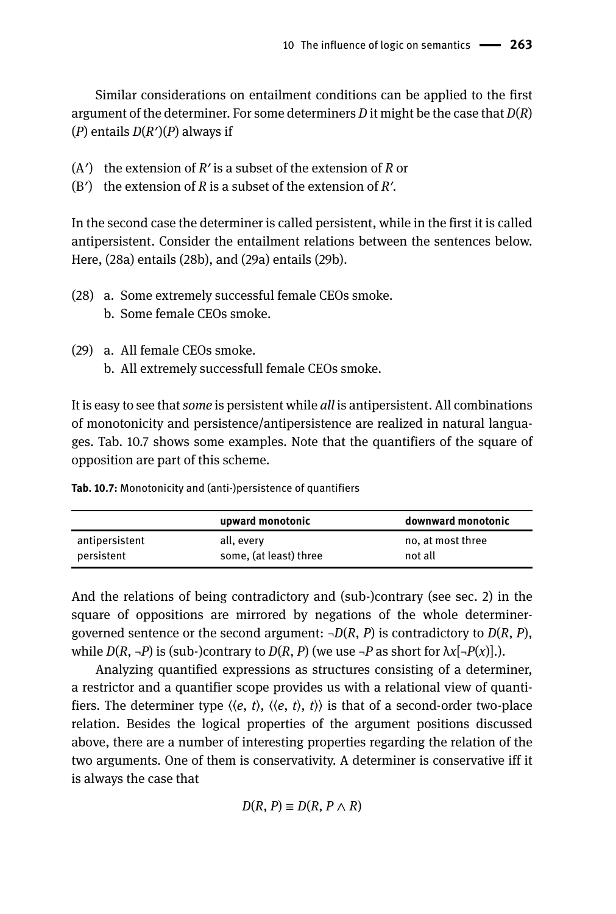Similar considerations on entailment conditions can be applied to the first argument of the determiner. For some determiners $D$ it might be the case that $D(R)(P)$ entails $D(R')(P)$ always if

(A′) the extension of $R'$ is a subset of the extension of $R$ or
(B′) the extension of $R$ is a subset of the extension of $R'$.

In the second case the determiner is called persistent, while in the first it is called antipersistent. Consider the entailment relations between the sentences below. Here, (28a) entails (28b), and (29a) entails (29b).

(28) a. Some extremely successful female CEOs smoke.
 b. Some female CEOs smoke.

(29) a. All female CEOs smoke.
 b. All extremely successfull female CEOs smoke.

It is easy to see that *some* is persistent while *all* is antipersistent. All combinations of monotonicity and persistence/antipersistence are realized in natural languages. Tab. 10.7 shows some examples. Note that the quantifiers of the square of opposition are part of this scheme.

**Tab. 10.7:** Monotonicity and (anti-)persistence of quantifiers

| | **upward monotonic** | **downward monotonic** |
|---|---|---|
| antipersistent | all, every | no, at most three |
| persistent | some, (at least) three | not all |

And the relations of being contradictory and (sub-)contrary (see sec. 2) in the square of oppositions are mirrored by negations of the whole determiner-governed sentence or the second argument: $\neg D(R, P)$ is contradictory to $D(R, P)$, while $D(R, \neg P)$ is (sub-)contrary to $D(R, P)$ (we use $\neg P$ as short for $\lambda x[\neg P(x)]$.).

Analyzing quantified expressions as structures consisting of a determiner, a restrictor and a quantifier scope provides us with a relational view of quantifiers. The determiner type $\langle\langle e, t\rangle, \langle\langle e, t\rangle, t\rangle\rangle$ is that of a second-order two-place relation. Besides the logical properties of the argument positions discussed above, there are a number of interesting properties regarding the relation of the two arguments. One of them is conservativity. A determiner is conservative iff it is always the case that

$$D(R, P) \equiv D(R, P \wedge R)$$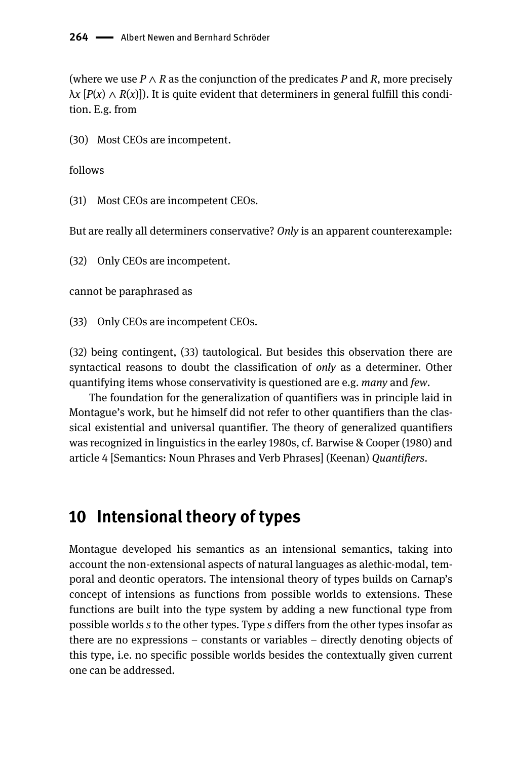(where we use $P \wedge R$ as the conjunction of the predicates $P$ and $R$, more precisely $\lambda x\, [P(x) \wedge R(x)]$). It is quite evident that determiners in general fulfill this condition. E.g. from

(30) Most CEOs are incompetent.

follows

(31) Most CEOs are incompetent CEOs.

But are really all determiners conservative? *Only* is an apparent counterexample:

(32) Only CEOs are incompetent.

cannot be paraphrased as

(33) Only CEOs are incompetent CEOs.

(32) being contingent, (33) tautological. But besides this observation there are syntactical reasons to doubt the classification of *only* as a determiner. Other quantifying items whose conservativity is questioned are e.g. *many* and *few*.

The foundation for the generalization of quantifiers was in principle laid in Montague's work, but he himself did not refer to other quantifiers than the classical existential and universal quantifier. The theory of generalized quantifiers was recognized in linguistics in the earley 1980s, cf. Barwise & Cooper (1980) and article 4 [Semantics: Noun Phrases and Verb Phrases] (Keenan) *Quantifiers*.

## 10 Intensional theory of types

Montague developed his semantics as an intensional semantics, taking into account the non-extensional aspects of natural languages as alethic-modal, temporal and deontic operators. The intensional theory of types builds on Carnap's concept of intensions as functions from possible worlds to extensions. These functions are built into the type system by adding a new functional type from possible worlds *s* to the other types. Type *s* differs from the other types insofar as there are no expressions – constants or variables – directly denoting objects of this type, i.e. no specific possible worlds besides the contextually given current one can be addressed.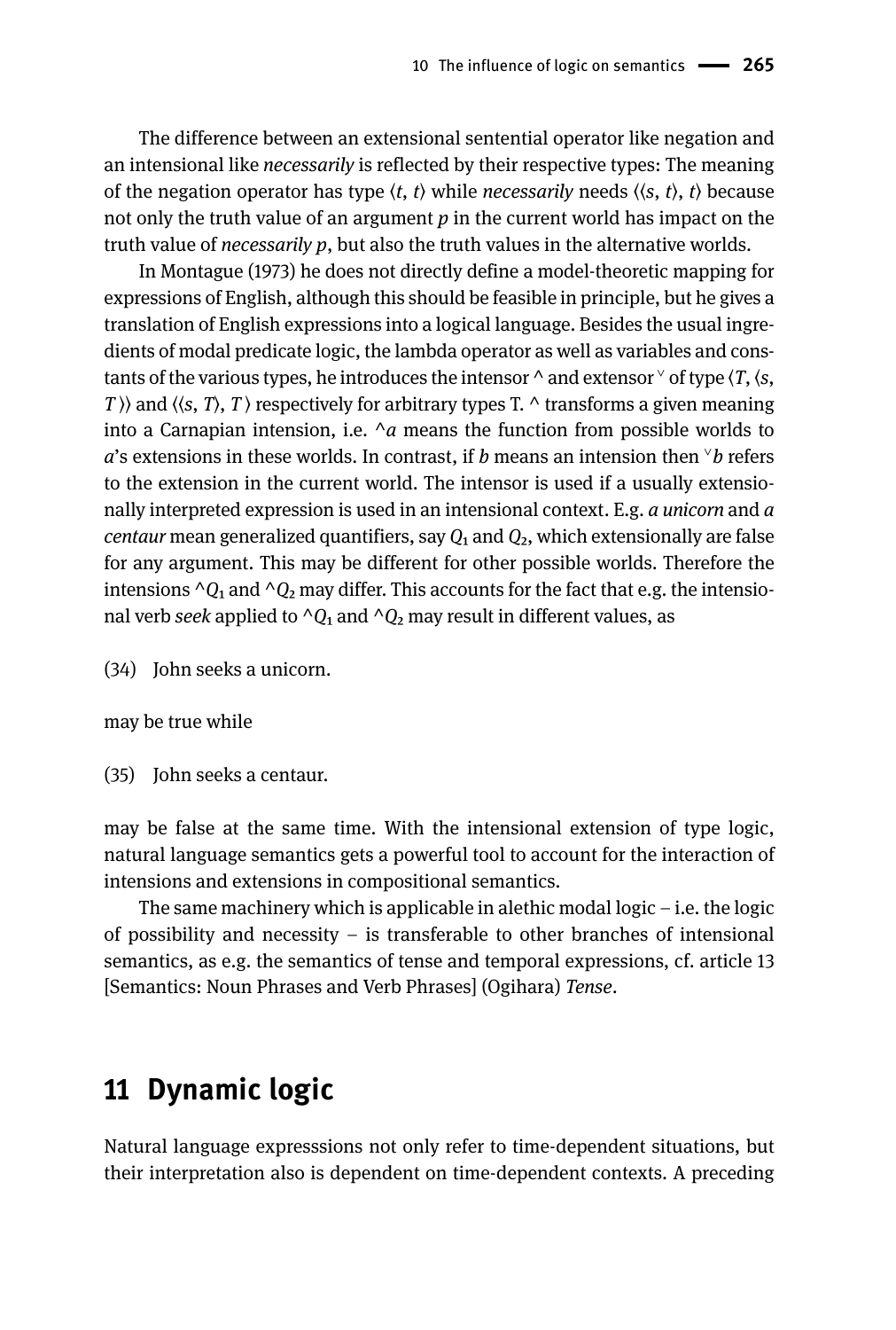The difference between an extensional sentential operator like negation and an intensional like *necessarily* is reflected by their respective types: The meaning of the negation operator has type $\langle t, t \rangle$ while *necessarily* needs $\langle \langle s, t \rangle, t \rangle$ because not only the truth value of an argument $p$ in the current world has impact on the truth value of *necessarily p*, but also the truth values in the alternative worlds.

In Montague (1973) he does not directly define a model-theoretic mapping for expressions of English, although this should be feasible in principle, but he gives a translation of English expressions into a logical language. Besides the usual ingredients of modal predicate logic, the lambda operator as well as variables and constants of the various types, he introduces the intensor ^ and extensor $^{\vee}$ of type $\langle T, \langle s, T \rangle \rangle$ and $\langle \langle s, T \rangle, T \rangle$ respectively for arbitrary types T. ^ transforms a given meaning into a Carnapian intension, i.e. $^\wedge a$ means the function from possible worlds to $a$'s extensions in these worlds. In contrast, if $b$ means an intension then $^{\vee}b$ refers to the extension in the current world. The intensor is used if a usually extensionally interpreted expression is used in an intensional context. E.g. *a unicorn* and *a centaur* mean generalized quantifiers, say $Q_1$ and $Q_2$, which extensionally are false for any argument. This may be different for other possible worlds. Therefore the intensions $^\wedge Q_1$ and $^\wedge Q_2$ may differ. This accounts for the fact that e.g. the intensional verb *seek* applied to $^\wedge Q_1$ and $^\wedge Q_2$ may result in different values, as

(34) John seeks a unicorn.

may be true while

(35) John seeks a centaur.

may be false at the same time. With the intensional extension of type logic, natural language semantics gets a powerful tool to account for the interaction of intensions and extensions in compositional semantics.

The same machinery which is applicable in alethic modal logic – i.e. the logic of possibility and necessity – is transferable to other branches of intensional semantics, as e.g. the semantics of tense and temporal expressions, cf. article 13 [Semantics: Noun Phrases and Verb Phrases] (Ogihara) *Tense*.

## 11 Dynamic logic

Natural language expresssions not only refer to time-dependent situations, but their interpretation also is dependent on time-dependent contexts. A preceding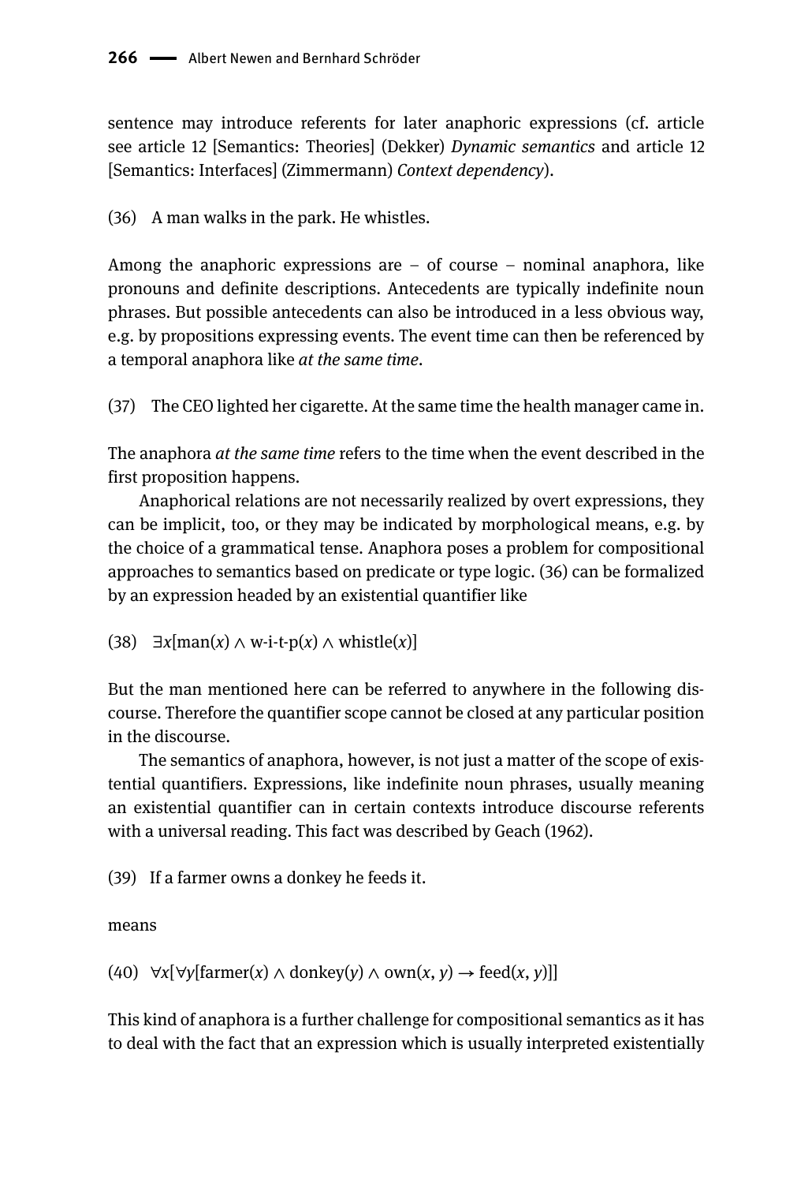sentence may introduce referents for later anaphoric expressions (cf. article see article 12 [Semantics: Theories] (Dekker) *Dynamic semantics* and article 12 [Semantics: Interfaces] (Zimmermann) *Context dependency*).

(36) A man walks in the park. He whistles.

Among the anaphoric expressions are – of course – nominal anaphora, like pronouns and definite descriptions. Antecedents are typically indefinite noun phrases. But possible antecedents can also be introduced in a less obvious way, e.g. by propositions expressing events. The event time can then be referenced by a temporal anaphora like *at the same time*.

(37) The CEO lighted her cigarette. At the same time the health manager came in.

The anaphora *at the same time* refers to the time when the event described in the first proposition happens.

Anaphorical relations are not necessarily realized by overt expressions, they can be implicit, too, or they may be indicated by morphological means, e.g. by the choice of a grammatical tense. Anaphora poses a problem for compositional approaches to semantics based on predicate or type logic. (36) can be formalized by an expression headed by an existential quantifier like

(38) $\exists x[\text{man}(x) \wedge \text{w-i-t-p}(x) \wedge \text{whistle}(x)]$

But the man mentioned here can be referred to anywhere in the following discourse. Therefore the quantifier scope cannot be closed at any particular position in the discourse.

The semantics of anaphora, however, is not just a matter of the scope of existential quantifiers. Expressions, like indefinite noun phrases, usually meaning an existential quantifier can in certain contexts introduce discourse referents with a universal reading. This fact was described by Geach (1962).

(39) If a farmer owns a donkey he feeds it.

means

(40) $\forall x[\forall y[\text{farmer}(x) \wedge \text{donkey}(y) \wedge \text{own}(x, y) \rightarrow \text{feed}(x, y)]]$

This kind of anaphora is a further challenge for compositional semantics as it has to deal with the fact that an expression which is usually interpreted existentially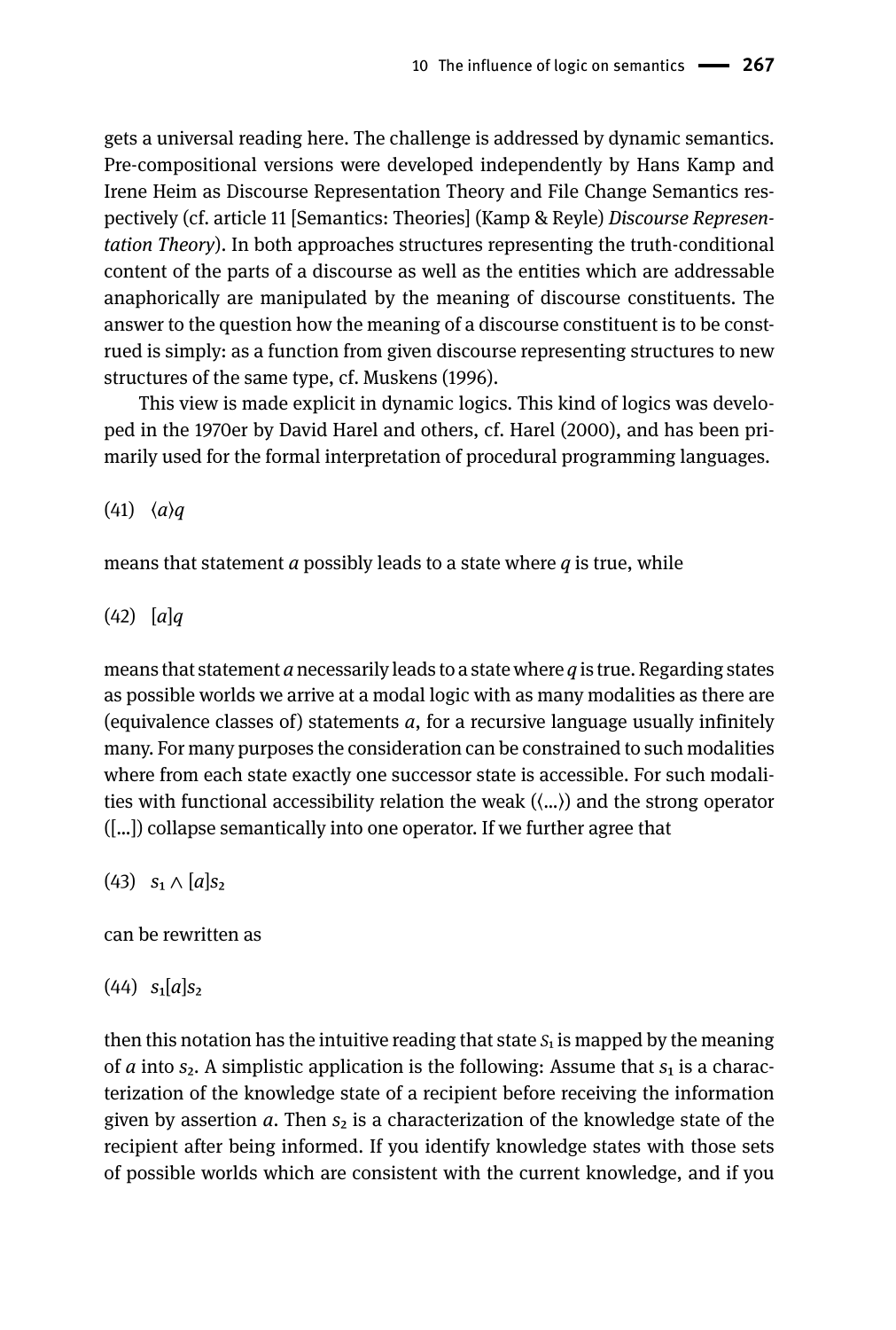gets a universal reading here. The challenge is addressed by dynamic semantics. Pre-compositional versions were developed independently by Hans Kamp and Irene Heim as Discourse Representation Theory and File Change Semantics respectively (cf. article 11 [Semantics: Theories] (Kamp & Reyle) *Discourse Representation Theory*). In both approaches structures representing the truth-conditional content of the parts of a discourse as well as the entities which are addressable anaphorically are manipulated by the meaning of discourse constituents. The answer to the question how the meaning of a discourse constituent is to be construed is simply: as a function from given discourse representing structures to new structures of the same type, cf. Muskens (1996).

This view is made explicit in dynamic logics. This kind of logics was developed in the 1970er by David Harel and others, cf. Harel (2000), and has been primarily used for the formal interpretation of procedural programming languages.

(41) $\langle a \rangle q$

means that statement $a$ possibly leads to a state where $q$ is true, while

(42) $[a]q$

means that statement $a$ necessarily leads to a state where $q$ is true. Regarding states as possible worlds we arrive at a modal logic with as many modalities as there are (equivalence classes of) statements $a$, for a recursive language usually infinitely many. For many purposes the consideration can be constrained to such modalities where from each state exactly one successor state is accessible. For such modalities with functional accessibility relation the weak ($\langle ... \rangle$) and the strong operator ($[...]$) collapse semantically into one operator. If we further agree that

(43) $s_1 \wedge [a]s_2$

can be rewritten as

(44) $s_1[a]s_2$

then this notation has the intuitive reading that state $S_1$ is mapped by the meaning of $a$ into $s_2$. A simplistic application is the following: Assume that $s_1$ is a characterization of the knowledge state of a recipient before receiving the information given by assertion $a$. Then $s_2$ is a characterization of the knowledge state of the recipient after being informed. If you identify knowledge states with those sets of possible worlds which are consistent with the current knowledge, and if you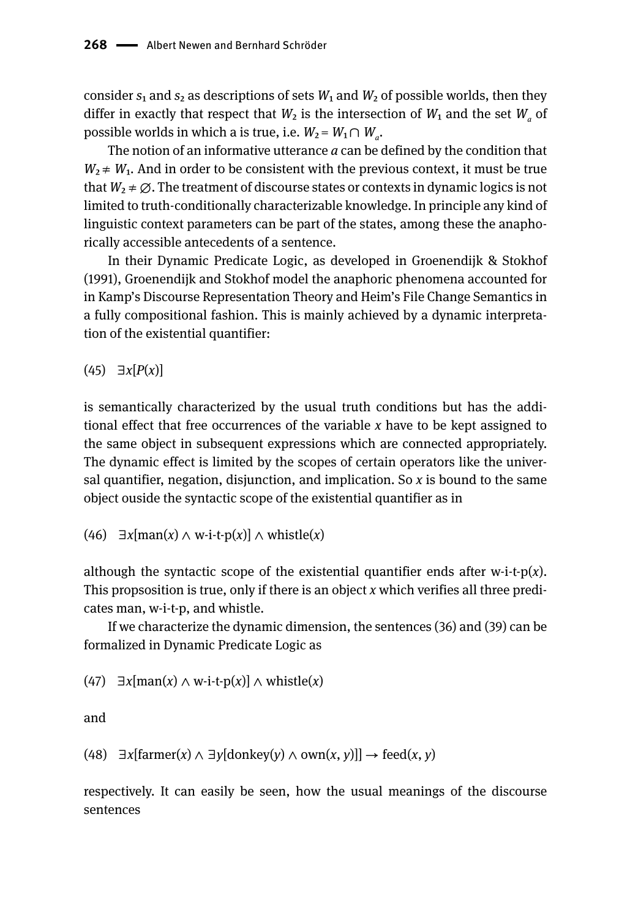consider $s_1$ and $s_2$ as descriptions of sets $W_1$ and $W_2$ of possible worlds, then they differ in exactly that respect that $W_2$ is the intersection of $W_1$ and the set $W_a$ of possible worlds in which a is true, i.e. $W_2 = W_1 \cap W_a$.

The notion of an informative utterance *a* can be defined by the condition that $W_2 \neq W_1$. And in order to be consistent with the previous context, it must be true that $W_2 \neq \varnothing$. The treatment of discourse states or contexts in dynamic logics is not limited to truth-conditionally characterizable knowledge. In principle any kind of linguistic context parameters can be part of the states, among these the anaphorically accessible antecedents of a sentence.

In their Dynamic Predicate Logic, as developed in Groenendijk & Stokhof (1991), Groenendijk and Stokhof model the anaphoric phenomena accounted for in Kamp's Discourse Representation Theory and Heim's File Change Semantics in a fully compositional fashion. This is mainly achieved by a dynamic interpretation of the existential quantifier:

(45) $\exists x[P(x)]$

is semantically characterized by the usual truth conditions but has the additional effect that free occurrences of the variable *x* have to be kept assigned to the same object in subsequent expressions which are connected appropriately. The dynamic effect is limited by the scopes of certain operators like the universal quantifier, negation, disjunction, and implication. So *x* is bound to the same object ouside the syntactic scope of the existential quantifier as in

(46) $\exists x[\text{man}(x) \wedge \text{w-i-t-p}(x)] \wedge \text{whistle}(x)$

although the syntactic scope of the existential quantifier ends after w-i-t-p(*x*). This propsosition is true, only if there is an object *x* which verifies all three predicates man, w-i-t-p, and whistle.

If we characterize the dynamic dimension, the sentences (36) and (39) can be formalized in Dynamic Predicate Logic as

(47) $\exists x[\text{man}(x) \wedge \text{w-i-t-p}(x)] \wedge \text{whistle}(x)$

and

(48) $\exists x[\text{farmer}(x) \wedge \exists y[\text{donkey}(y) \wedge \text{own}(x, y)]] \rightarrow \text{feed}(x, y)$

respectively. It can easily be seen, how the usual meanings of the discourse sentences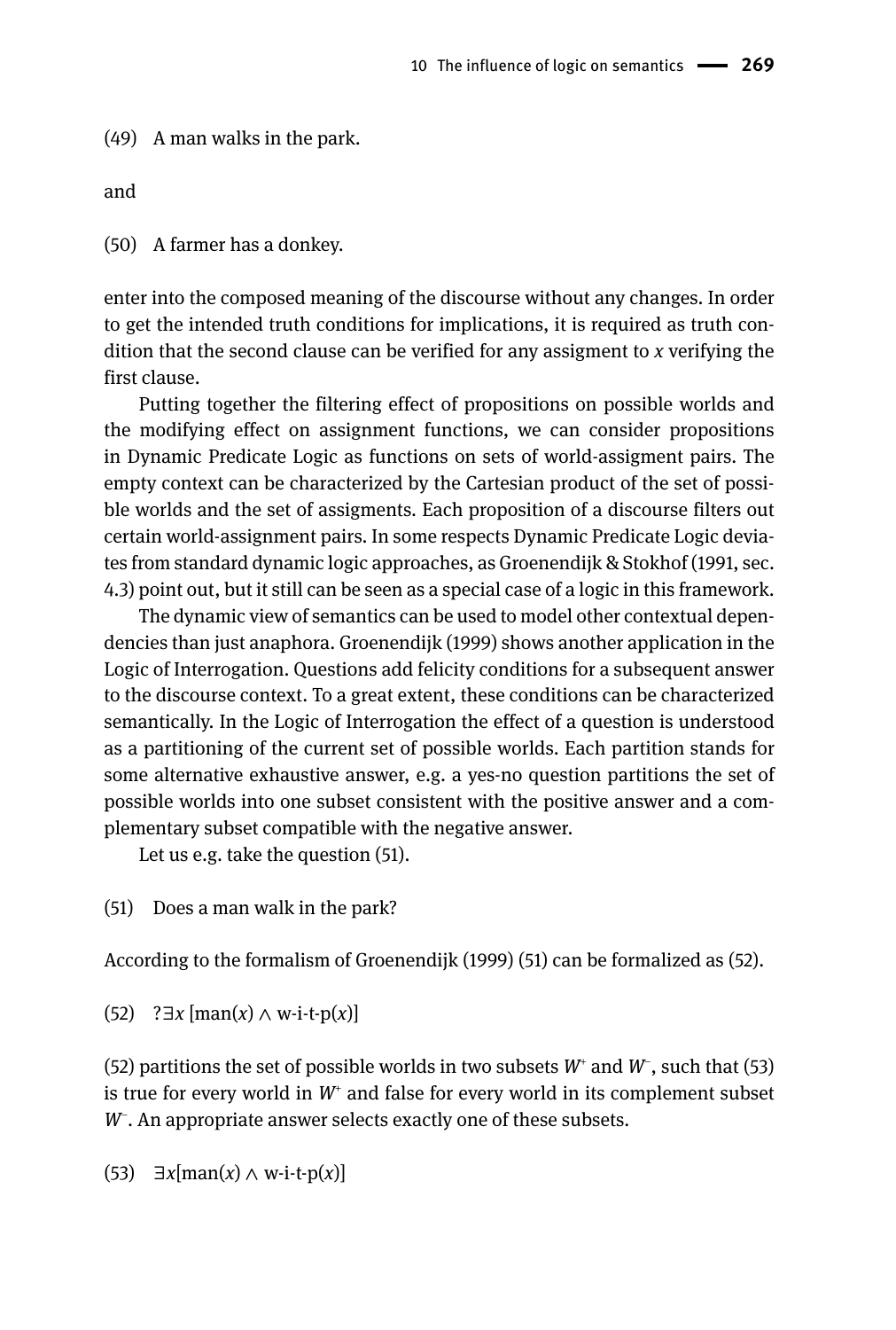(49) A man walks in the park.

and

(50) A farmer has a donkey.

enter into the composed meaning of the discourse without any changes. In order to get the intended truth conditions for implications, it is required as truth condition that the second clause can be verified for any assigment to *x* verifying the first clause.

Putting together the filtering effect of propositions on possible worlds and the modifying effect on assignment functions, we can consider propositions in Dynamic Predicate Logic as functions on sets of world-assigment pairs. The empty context can be characterized by the Cartesian product of the set of possible worlds and the set of assigments. Each proposition of a discourse filters out certain world-assignment pairs. In some respects Dynamic Predicate Logic deviates from standard dynamic logic approaches, as Groenendijk & Stokhof (1991, sec. 4.3) point out, but it still can be seen as a special case of a logic in this framework.

The dynamic view of semantics can be used to model other contextual dependencies than just anaphora. Groenendijk (1999) shows another application in the Logic of Interrogation. Questions add felicity conditions for a subsequent answer to the discourse context. To a great extent, these conditions can be characterized semantically. In the Logic of Interrogation the effect of a question is understood as a partitioning of the current set of possible worlds. Each partition stands for some alternative exhaustive answer, e.g. a yes-no question partitions the set of possible worlds into one subset consistent with the positive answer and a complementary subset compatible with the negative answer.

Let us e.g. take the question (51).

(51) Does a man walk in the park?

According to the formalism of Groenendijk (1999) (51) can be formalized as (52).

(52) $?\exists x\,[\mathrm{man}(x) \wedge \mathrm{w\text{-}i\text{-}t\text{-}p}(x)]$

(52) partitions the set of possible worlds in two subsets $W^{+}$ and $W^{-}$, such that (53) is true for every world in $W^{+}$ and false for every world in its complement subset $W^{-}$. An appropriate answer selects exactly one of these subsets.

(53) $\exists x[\mathrm{man}(x) \wedge \mathrm{w\text{-}i\text{-}t\text{-}p}(x)]$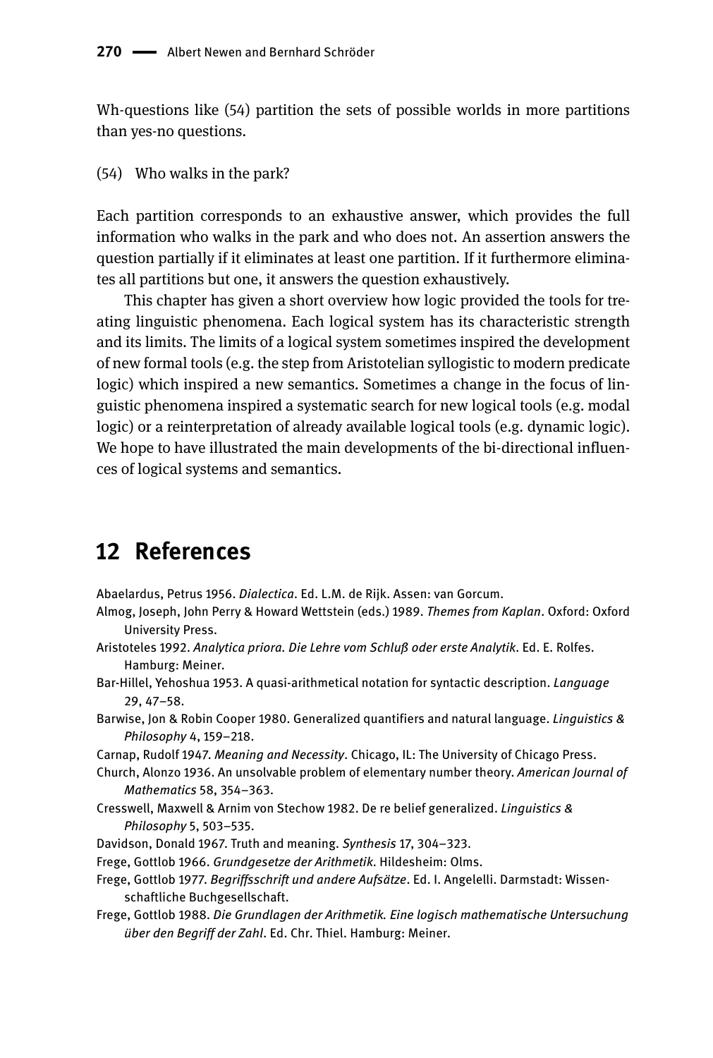Wh-questions like (54) partition the sets of possible worlds in more partitions than yes-no questions.

(54) Who walks in the park?

Each partition corresponds to an exhaustive answer, which provides the full information who walks in the park and who does not. An assertion answers the question partially if it eliminates at least one partition. If it furthermore eliminates all partitions but one, it answers the question exhaustively.

This chapter has given a short overview how logic provided the tools for treating linguistic phenomena. Each logical system has its characteristic strength and its limits. The limits of a logical system sometimes inspired the development of new formal tools (e.g. the step from Aristotelian syllogistic to modern predicate logic) which inspired a new semantics. Sometimes a change in the focus of linguistic phenomena inspired a systematic search for new logical tools (e.g. modal logic) or a reinterpretation of already available logical tools (e.g. dynamic logic). We hope to have illustrated the main developments of the bi-directional influences of logical systems and semantics.

# 12 References

Abaelardus, Petrus 1956. *Dialectica*. Ed. L.M. de Rijk. Assen: van Gorcum.

Almog, Joseph, John Perry & Howard Wettstein (eds.) 1989. *Themes from Kaplan*. Oxford: Oxford University Press.

Aristoteles 1992. *Analytica priora. Die Lehre vom Schluß oder erste Analytik*. Ed. E. Rolfes. Hamburg: Meiner.

Bar-Hillel, Yehoshua 1953. A quasi-arithmetical notation for syntactic description. *Language* 29, 47–58.

Barwise, Jon & Robin Cooper 1980. Generalized quantifiers and natural language. *Linguistics & Philosophy* 4, 159–218.

Carnap, Rudolf 1947. *Meaning and Necessity*. Chicago, IL: The University of Chicago Press.

Church, Alonzo 1936. An unsolvable problem of elementary number theory. *American Journal of Mathematics* 58, 354–363.

Cresswell, Maxwell & Arnim von Stechow 1982. De re belief generalized. *Linguistics & Philosophy* 5, 503–535.

Davidson, Donald 1967. Truth and meaning. *Synthesis* 17, 304–323.

Frege, Gottlob 1966. *Grundgesetze der Arithmetik*. Hildesheim: Olms.

Frege, Gottlob 1977. *Begriffsschrift und andere Aufsätze*. Ed. I. Angelelli. Darmstadt: Wissenschaftliche Buchgesellschaft.

Frege, Gottlob 1988. *Die Grundlagen der Arithmetik. Eine logisch mathematische Untersuchung über den Begriff der Zahl*. Ed. Chr. Thiel. Hamburg: Meiner.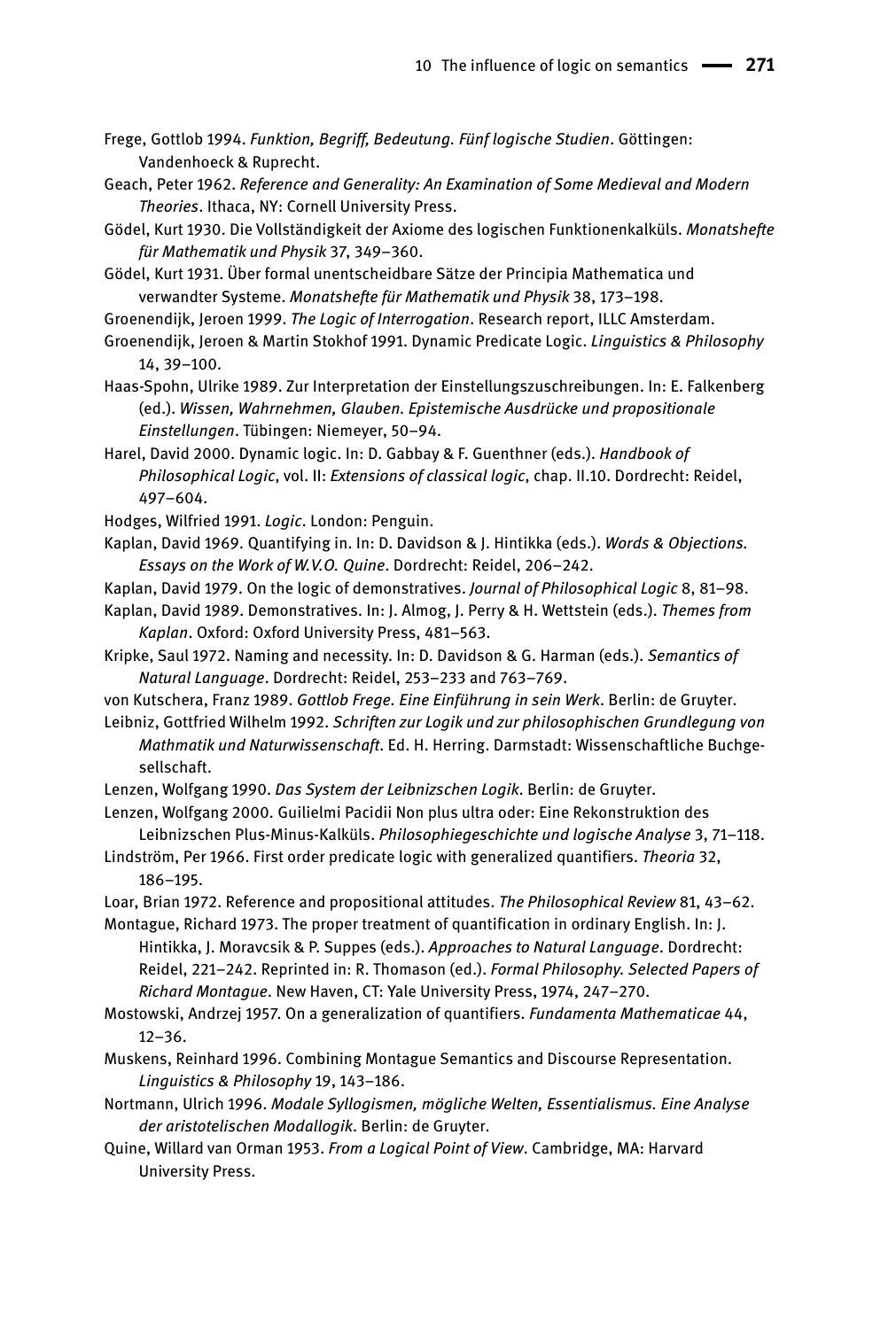Frege, Gottlob 1994. *Funktion, Begriff, Bedeutung. Fünf logische Studien*. Göttingen: Vandenhoeck & Ruprecht.

Geach, Peter 1962. *Reference and Generality: An Examination of Some Medieval and Modern Theories*. Ithaca, NY: Cornell University Press.

Gödel, Kurt 1930. Die Vollständigkeit der Axiome des logischen Funktionenkalküls. *Monatshefte für Mathematik und Physik* 37, 349–360.

Gödel, Kurt 1931. Über formal unentscheidbare Sätze der Principia Mathematica und verwandter Systeme. *Monatshefte für Mathematik und Physik* 38, 173–198.

Groenendijk, Jeroen 1999. *The Logic of Interrogation*. Research report, ILLC Amsterdam.

Groenendijk, Jeroen & Martin Stokhof 1991. Dynamic Predicate Logic. *Linguistics & Philosophy* 14, 39–100.

Haas-Spohn, Ulrike 1989. Zur Interpretation der Einstellungszuschreibungen. In: E. Falkenberg (ed.). *Wissen, Wahrnehmen, Glauben. Epistemische Ausdrücke und propositionale Einstellungen*. Tübingen: Niemeyer, 50–94.

Harel, David 2000. Dynamic logic. In: D. Gabbay & F. Guenthner (eds.). *Handbook of Philosophical Logic*, vol. II: *Extensions of classical logic*, chap. II.10. Dordrecht: Reidel, 497–604.

Hodges, Wilfried 1991. *Logic*. London: Penguin.

Kaplan, David 1969. Quantifying in. In: D. Davidson & J. Hintikka (eds.). *Words & Objections. Essays on the Work of W.V.O. Quine*. Dordrecht: Reidel, 206–242.

Kaplan, David 1979. On the logic of demonstratives. *Journal of Philosophical Logic* 8, 81–98.

Kaplan, David 1989. Demonstratives. In: J. Almog, J. Perry & H. Wettstein (eds.). *Themes from Kaplan*. Oxford: Oxford University Press, 481–563.

Kripke, Saul 1972. Naming and necessity. In: D. Davidson & G. Harman (eds.). *Semantics of Natural Language*. Dordrecht: Reidel, 253–233 and 763–769.

von Kutschera, Franz 1989. *Gottlob Frege. Eine Einführung in sein Werk*. Berlin: de Gruyter.

Leibniz, Gottfried Wilhelm 1992. *Schriften zur Logik und zur philosophischen Grundlegung von Mathmatik und Naturwissenschaft*. Ed. H. Herring. Darmstadt: Wissenschaftliche Buchgesellschaft.

Lenzen, Wolfgang 1990. *Das System der Leibnizschen Logik*. Berlin: de Gruyter.

Lenzen, Wolfgang 2000. Guilielmi Pacidii Non plus ultra oder: Eine Rekonstruktion des Leibnizschen Plus-Minus-Kalküls. *Philosophiegeschichte und logische Analyse* 3, 71–118.

Lindström, Per 1966. First order predicate logic with generalized quantifiers. *Theoria* 32, 186–195.

Loar, Brian 1972. Reference and propositional attitudes. *The Philosophical Review* 81, 43–62.

Montague, Richard 1973. The proper treatment of quantification in ordinary English. In: J. Hintikka, J. Moravcsik & P. Suppes (eds.). *Approaches to Natural Language*. Dordrecht: Reidel, 221–242. Reprinted in: R. Thomason (ed.). *Formal Philosophy. Selected Papers of Richard Montague*. New Haven, CT: Yale University Press, 1974, 247–270.

Mostowski, Andrzej 1957. On a generalization of quantifiers. *Fundamenta Mathematicae* 44, 12–36.

Muskens, Reinhard 1996. Combining Montague Semantics and Discourse Representation. *Linguistics & Philosophy* 19, 143–186.

Nortmann, Ulrich 1996. *Modale Syllogismen, mögliche Welten, Essentialismus. Eine Analyse der aristotelischen Modallogik*. Berlin: de Gruyter.

Quine, Willard van Orman 1953. *From a Logical Point of View*. Cambridge, MA: Harvard University Press.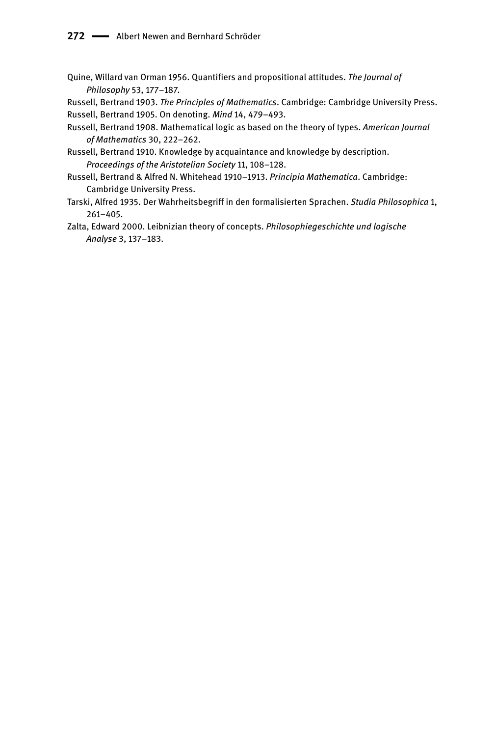Quine, Willard van Orman 1956. Quantifiers and propositional attitudes. *The Journal of Philosophy* 53, 177–187.

Russell, Bertrand 1903. *The Principles of Mathematics*. Cambridge: Cambridge University Press.

Russell, Bertrand 1905. On denoting. *Mind* 14, 479–493.

Russell, Bertrand 1908. Mathematical logic as based on the theory of types. *American Journal of Mathematics* 30, 222–262.

Russell, Bertrand 1910. Knowledge by acquaintance and knowledge by description. *Proceedings of the Aristotelian Society* 11, 108–128.

Russell, Bertrand & Alfred N. Whitehead 1910–1913. *Principia Mathematica*. Cambridge: Cambridge University Press.

Tarski, Alfred 1935. Der Wahrheitsbegriff in den formalisierten Sprachen. *Studia Philosophica* 1, 261–405.

Zalta, Edward 2000. Leibnizian theory of concepts. *Philosophiegeschichte und logische Analyse* 3, 137–183.